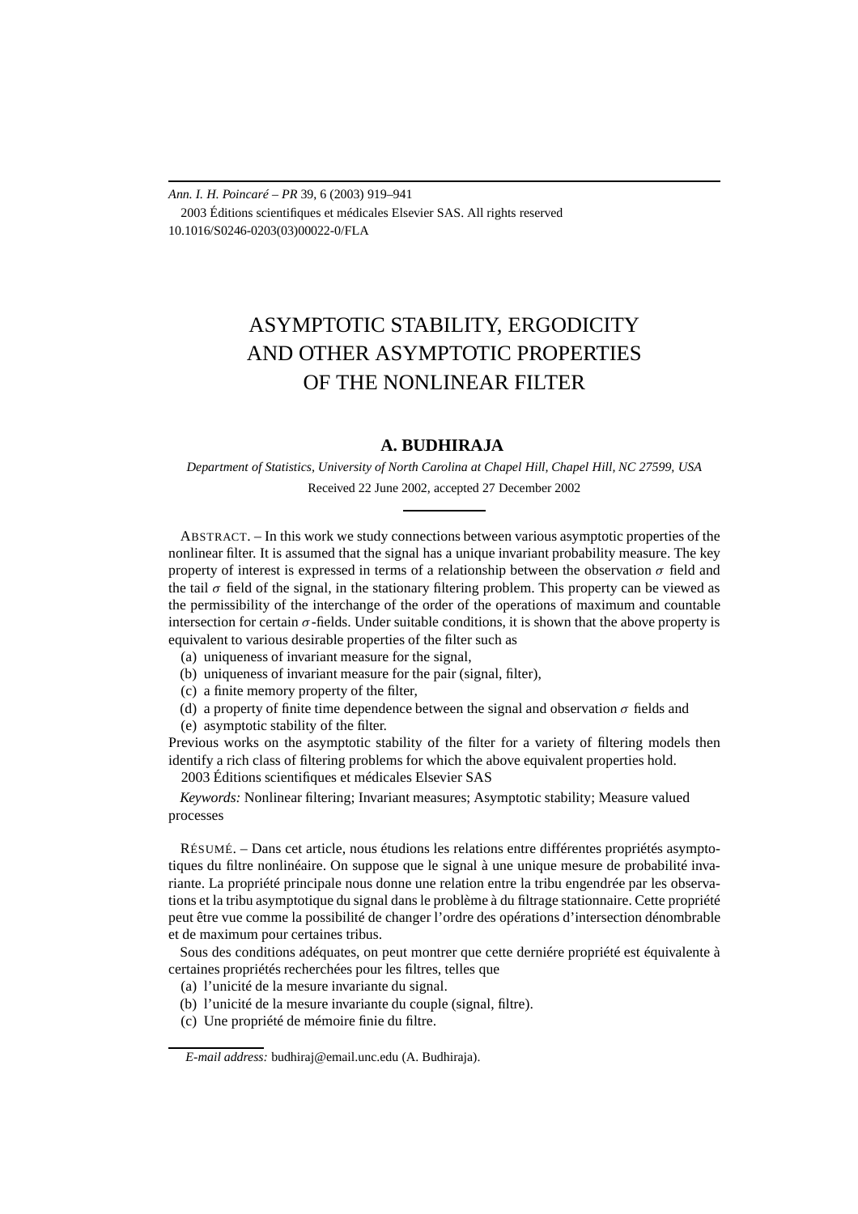Ann. I. H. Poincaré – PR 39, 6 (2003) 919–941
2003 Éditions scientifiques et médicales Elsevier SAS. All rights reserved
10.1016/S0246-0203(03)00022-0/FLA

# ASYMPTOTIC STABILITY, ERGODICITY AND OTHER ASYMPTOTIC PROPERTIES OF THE NONLINEAR FILTER

**A. BUDHIRAJA**

*Department of Statistics, University of North Carolina at Chapel Hill, Chapel Hill, NC 27599, USA*

Received 22 June 2002, accepted 27 December 2002

ABSTRACT. – In this work we study connections between various asymptotic properties of the nonlinear filter. It is assumed that the signal has a unique invariant probability measure. The key property of interest is expressed in terms of a relationship between the observation $\sigma$ field and the tail $\sigma$ field of the signal, in the stationary filtering problem. This property can be viewed as the permissibility of the interchange of the order of the operations of maximum and countable intersection for certain $\sigma$-fields. Under suitable conditions, it is shown that the above property is equivalent to various desirable properties of the filter such as

(a) uniqueness of invariant measure for the signal,
(b) uniqueness of invariant measure for the pair (signal, filter),
(c) a finite memory property of the filter,
(d) a property of finite time dependence between the signal and observation $\sigma$ fields and
(e) asymptotic stability of the filter.

Previous works on the asymptotic stability of the filter for a variety of filtering models then identify a rich class of filtering problems for which the above equivalent properties hold.
2003 Éditions scientifiques et médicales Elsevier SAS

*Keywords:* Nonlinear filtering; Invariant measures; Asymptotic stability; Measure valued processes

RÉSUMÉ. – Dans cet article, nous étudions les relations entre différentes propriétés asymptotiques du filtre nonlinéaire. On suppose que le signal à une unique mesure de probabilité invariante. La propriété principale nous donne une relation entre la tribu engendrée par les observations et la tribu asymptotique du signal dans le problème à du filtrage stationnaire. Cette propriété peut être vue comme la possibilité de changer l'ordre des opérations d'intersection dénombrable et de maximum pour certaines tribus.

Sous des conditions adéquates, on peut montrer que cette derniére propriété est équivalente à certaines propriétés recherchées pour les filtres, telles que

(a) l'unicité de la mesure invariante du signal.
(b) l'unicité de la mesure invariante du couple (signal, filtre).
(c) Une propriété de mémoire finie du filtre.

*E-mail address:* budhiraj@email.unc.edu (A. Budhiraja).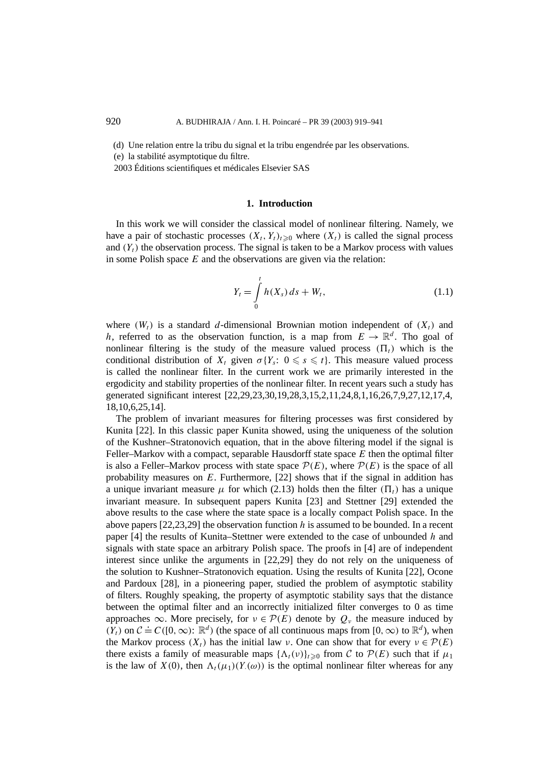(d) Une relation entre la tribu du signal et la tribu engendrée par les observations.

(e) la stabilité asymptotique du filtre.

2003 Éditions scientifiques et médicales Elsevier SAS

## 1. Introduction

In this work we will consider the classical model of nonlinear filtering. Namely, we have a pair of stochastic processes $(X_t, Y_t)_{t\geqslant 0}$ where $(X_t)$ is called the signal process and $(Y_t)$ the observation process. The signal is taken to be a Markov process with values in some Polish space $E$ and the observations are given via the relation:

$$Y_t = \int_0^t h(X_s)\,ds + W_t, \tag{1.1}$$

where $(W_t)$ is a standard $d$-dimensional Brownian motion independent of $(X_t)$ and $h$, referred to as the observation function, is a map from $E \to \mathbb{R}^d$. Tho goal of nonlinear filtering is the study of the measure valued process $(\Pi_t)$ which is the conditional distribution of $X_t$ given $\sigma\{Y_s\colon 0 \leqslant s \leqslant t\}$. This measure valued process is called the nonlinear filter. In the current work we are primarily interested in the ergodicity and stability properties of the nonlinear filter. In recent years such a study has generated significant interest [22,29,23,30,19,28,3,15,2,11,24,8,1,16,26,7,9,27,12,17,4, 18,10,6,25,14].

The problem of invariant measures for filtering processes was first considered by Kunita [22]. In this classic paper Kunita showed, using the uniqueness of the solution of the Kushner–Stratonovich equation, that in the above filtering model if the signal is Feller–Markov with a compact, separable Hausdorff state space $E$ then the optimal filter is also a Feller–Markov process with state space $\mathcal{P}(E)$, where $\mathcal{P}(E)$ is the space of all probability measures on $E$. Furthermore, [22] shows that if the signal in addition has a unique invariant measure $\mu$ for which (2.13) holds then the filter $(\Pi_t)$ has a unique invariant measure. In subsequent papers Kunita [23] and Stettner [29] extended the above results to the case where the state space is a locally compact Polish space. In the above papers [22,23,29] the observation function $h$ is assumed to be bounded. In a recent paper [4] the results of Kunita–Stettner were extended to the case of unbounded $h$ and signals with state space an arbitrary Polish space. The proofs in [4] are of independent interest since unlike the arguments in [22,29] they do not rely on the uniqueness of the solution to Kushner–Stratonovich equation. Using the results of Kunita [22], Ocone and Pardoux [28], in a pioneering paper, studied the problem of asymptotic stability of filters. Roughly speaking, the property of asymptotic stability says that the distance between the optimal filter and an incorrectly initialized filter converges to 0 as time approaches $\infty$. More precisely, for $\nu \in \mathcal{P}(E)$ denote by $Q_\nu$ the measure induced by $(Y_t)$ on $\mathcal{C} \doteq C([0,\infty)\colon \mathbb{R}^d)$ (the space of all continuous maps from $[0,\infty)$ to $\mathbb{R}^d$), when the Markov process $(X_t)$ has the initial law $\nu$. One can show that for every $\nu \in \mathcal{P}(E)$ there exists a family of measurable maps $\{\Lambda_t(\nu)\}_{t\geqslant 0}$ from $\mathcal{C}$ to $\mathcal{P}(E)$ such that if $\mu_1$ is the law of $X(0)$, then $\Lambda_t(\mu_1)(Y_\cdot(\omega))$ is the optimal nonlinear filter whereas for any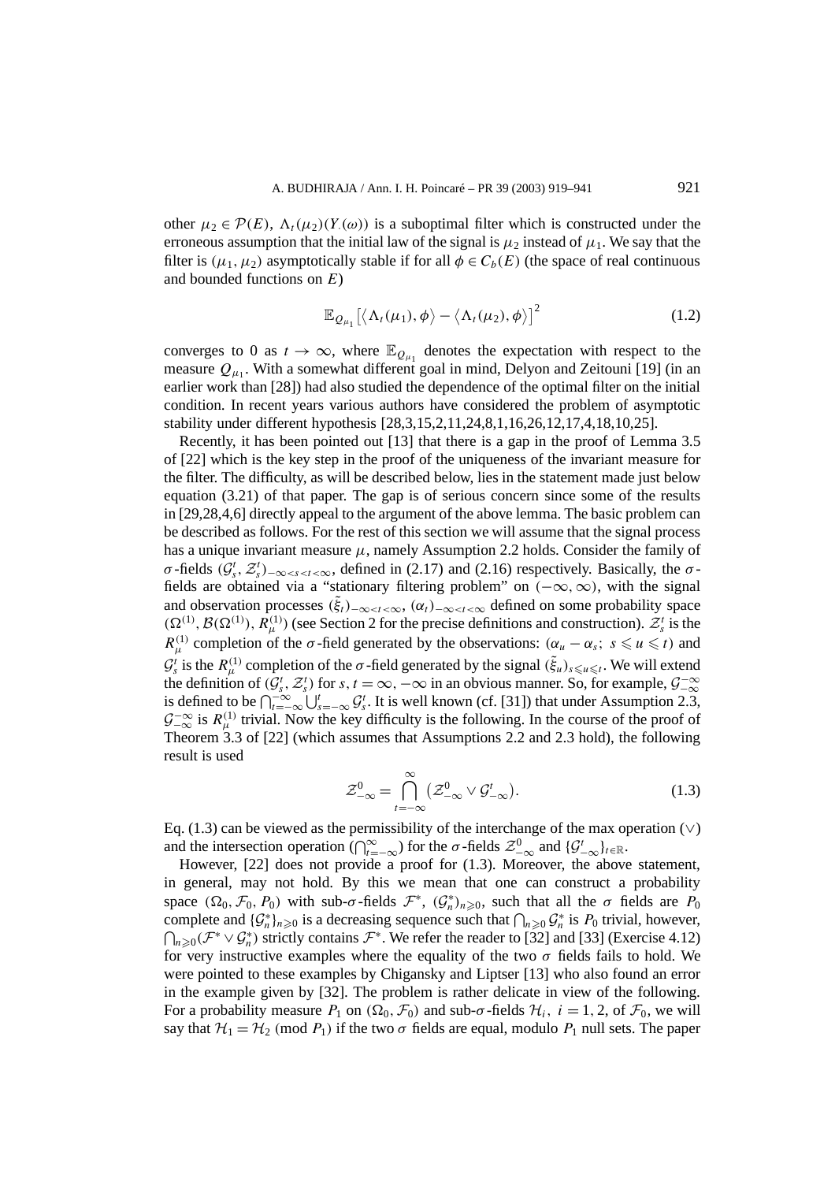other $\mu_2 \in \mathcal{P}(E)$, $\Lambda_t(\mu_2)(Y_\cdot(\omega))$ is a suboptimal filter which is constructed under the erroneous assumption that the initial law of the signal is $\mu_2$ instead of $\mu_1$. We say that the filter is $(\mu_1, \mu_2)$ asymptotically stable if for all $\phi \in C_b(E)$ (the space of real continuous and bounded functions on $E$)

$$\mathbb{E}_{Q_{\mu_1}}\big[\big\langle \Lambda_t(\mu_1), \phi\big\rangle - \big\langle \Lambda_t(\mu_2), \phi\big\rangle\big]^2 \tag{1.2}$$

converges to 0 as $t \to \infty$, where $\mathbb{E}_{Q_{\mu_1}}$ denotes the expectation with respect to the measure $Q_{\mu_1}$. With a somewhat different goal in mind, Delyon and Zeitouni [19] (in an earlier work than [28]) had also studied the dependence of the optimal filter on the initial condition. In recent years various authors have considered the problem of asymptotic stability under different hypothesis [28,3,15,2,11,24,8,1,16,26,12,17,4,18,10,25].

Recently, it has been pointed out [13] that there is a gap in the proof of Lemma 3.5 of [22] which is the key step in the proof of the uniqueness of the invariant measure for the filter. The difficulty, as will be described below, lies in the statement made just below equation (3.21) of that paper. The gap is of serious concern since some of the results in [29,28,4,6] directly appeal to the argument of the above lemma. The basic problem can be described as follows. For the rest of this section we will assume that the signal process has a unique invariant measure $\mu$, namely Assumption 2.2 holds. Consider the family of $\sigma$-fields $(\mathcal{G}_s^t, \mathcal{Z}_s^t)_{-\infty<s<t<\infty}$, defined in (2.17) and (2.16) respectively. Basically, the $\sigma$-fields are obtained via a "stationary filtering problem" on $(-\infty, \infty)$, with the signal and observation processes $(\tilde{\xi}_t)_{-\infty<t<\infty}$, $(\alpha_t)_{-\infty<t<\infty}$ defined on some probability space $(\Omega^{(1)}, \mathcal{B}(\Omega^{(1)}), R_\mu^{(1)})$ (see Section 2 for the precise definitions and construction). $\mathcal{Z}_s^t$ is the $R_\mu^{(1)}$ completion of the $\sigma$-field generated by the observations: $(\alpha_u - \alpha_s;\ s \leqslant u \leqslant t)$ and $\mathcal{G}_s^t$ is the $R_\mu^{(1)}$ completion of the $\sigma$-field generated by the signal $(\tilde{\xi}_u)_{s\leqslant u\leqslant t}$. We will extend the definition of $(\mathcal{G}_s^t, \mathcal{Z}_s^t)$ for $s, t = \infty, -\infty$ in an obvious manner. So, for example, $\mathcal{G}_{-\infty}^{-\infty}$ is defined to be $\bigcap_{t=-\infty}^{-\infty} \bigcup_{s=-\infty}^{t} \mathcal{G}_s^t$. It is well known (cf. [31]) that under Assumption 2.3, $\mathcal{G}_{-\infty}^{-\infty}$ is $R_\mu^{(1)}$ trivial. Now the key difficulty is the following. In the course of the proof of Theorem 3.3 of [22] (which assumes that Assumptions 2.2 and 2.3 hold), the following result is used

$$\mathcal{Z}_{-\infty}^0 = \bigcap_{t=-\infty}^{\infty} \big(\mathcal{Z}_{-\infty}^0 \vee \mathcal{G}_{-\infty}^t\big). \tag{1.3}$$

Eq. (1.3) can be viewed as the permissibility of the interchange of the max operation ($\vee$) and the intersection operation ($\bigcap_{t=-\infty}^{\infty}$) for the $\sigma$-fields $\mathcal{Z}_{-\infty}^0$ and $\{\mathcal{G}_{-\infty}^t\}_{t\in\mathbb{R}}$.

However, [22] does not provide a proof for (1.3). Moreover, the above statement, in general, may not hold. By this we mean that one can construct a probability space $(\Omega_0, \mathcal{F}_0, P_0)$ with sub-$\sigma$-fields $\mathcal{F}^*$, $(\mathcal{G}_n^*)_{n\geqslant 0}$, such that all the $\sigma$ fields are $P_0$ complete and $\{\mathcal{G}_n^*\}_{n\geqslant 0}$ is a decreasing sequence such that $\bigcap_{n\geqslant 0} \mathcal{G}_n^*$ is $P_0$ trivial, however, $\bigcap_{n\geqslant 0}(\mathcal{F}^* \vee \mathcal{G}_n^*)$ strictly contains $\mathcal{F}^*$. We refer the reader to [32] and [33] (Exercise 4.12) for very instructive examples where the equality of the two $\sigma$ fields fails to hold. We were pointed to these examples by Chigansky and Liptser [13] who also found an error in the example given by [32]. The problem is rather delicate in view of the following. For a probability measure $P_1$ on $(\Omega_0, \mathcal{F}_0)$ and sub-$\sigma$-fields $\mathcal{H}_i$, $i = 1, 2$, of $\mathcal{F}_0$, we will say that $\mathcal{H}_1 = \mathcal{H}_2$ (mod $P_1$) if the two $\sigma$ fields are equal, modulo $P_1$ null sets. The paper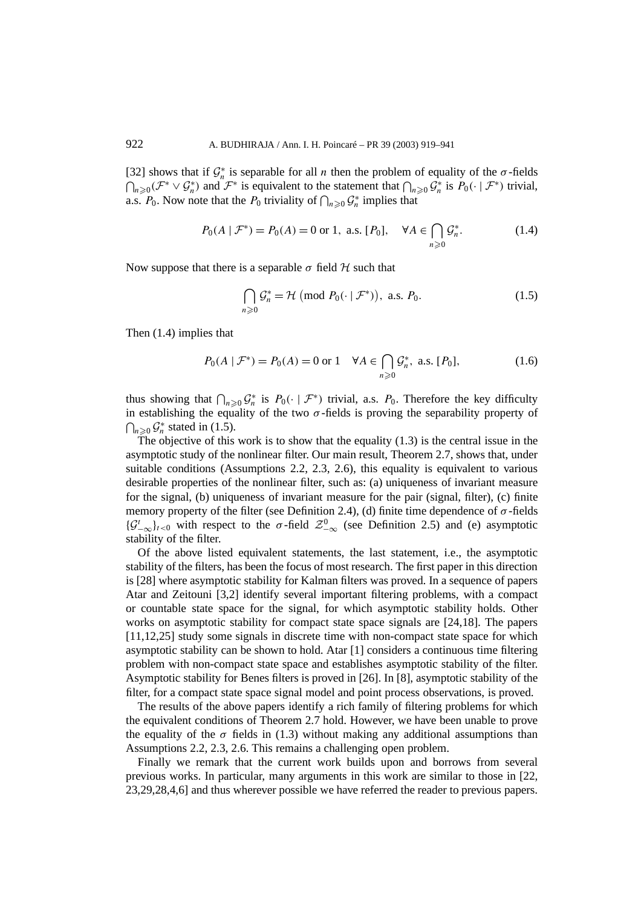[32] shows that if $\mathcal{G}_n^*$ is separable for all $n$ then the problem of equality of the $\sigma$-fields $\bigcap_{n\geqslant 0}(\mathcal{F}^* \vee \mathcal{G}_n^*)$ and $\mathcal{F}^*$ is equivalent to the statement that $\bigcap_{n\geqslant 0}\mathcal{G}_n^*$ is $P_0(\cdot \mid \mathcal{F}^*)$ trivial, a.s. $P_0$. Now note that the $P_0$ triviality of $\bigcap_{n\geqslant 0}\mathcal{G}_n^*$ implies that

$$P_0(A \mid \mathcal{F}^*) = P_0(A) = 0 \text{ or } 1, \text{ a.s. } [P_0], \quad \forall A \in \bigcap_{n\geqslant 0}\mathcal{G}_n^*. \tag{1.4}$$

Now suppose that there is a separable $\sigma$ field $\mathcal{H}$ such that

$$\bigcap_{n\geqslant 0}\mathcal{G}_n^* = \mathcal{H}\ \big(\text{mod } P_0(\cdot \mid \mathcal{F}^*)\big), \text{ a.s. } P_0. \tag{1.5}$$

Then (1.4) implies that

$$P_0(A \mid \mathcal{F}^*) = P_0(A) = 0 \text{ or } 1 \quad \forall A \in \bigcap_{n\geqslant 0}\mathcal{G}_n^*, \text{ a.s. } [P_0], \tag{1.6}$$

thus showing that $\bigcap_{n\geqslant 0}\mathcal{G}_n^*$ is $P_0(\cdot \mid \mathcal{F}^*)$ trivial, a.s. $P_0$. Therefore the key difficulty in establishing the equality of the two $\sigma$-fields is proving the separability property of $\bigcap_{n\geqslant 0}\mathcal{G}_n^*$ stated in (1.5).

The objective of this work is to show that the equality (1.3) is the central issue in the asymptotic study of the nonlinear filter. Our main result, Theorem 2.7, shows that, under suitable conditions (Assumptions 2.2, 2.3, 2.6), this equality is equivalent to various desirable properties of the nonlinear filter, such as: (a) uniqueness of invariant measure for the signal, (b) uniqueness of invariant measure for the pair (signal, filter), (c) finite memory property of the filter (see Definition 2.4), (d) finite time dependence of $\sigma$-fields $\{\mathcal{G}_{-\infty}^t\}_{t<0}$ with respect to the $\sigma$-field $\mathcal{Z}_{-\infty}^0$ (see Definition 2.5) and (e) asymptotic stability of the filter.

Of the above listed equivalent statements, the last statement, i.e., the asymptotic stability of the filters, has been the focus of most research. The first paper in this direction is [28] where asymptotic stability for Kalman filters was proved. In a sequence of papers Atar and Zeitouni [3,2] identify several important filtering problems, with a compact or countable state space for the signal, for which asymptotic stability holds. Other works on asymptotic stability for compact state space signals are [24,18]. The papers [11,12,25] study some signals in discrete time with non-compact state space for which asymptotic stability can be shown to hold. Atar [1] considers a continuous time filtering problem with non-compact state space and establishes asymptotic stability of the filter. Asymptotic stability for Benes filters is proved in [26]. In [8], asymptotic stability of the filter, for a compact state space signal model and point process observations, is proved.

The results of the above papers identify a rich family of filtering problems for which the equivalent conditions of Theorem 2.7 hold. However, we have been unable to prove the equality of the $\sigma$ fields in (1.3) without making any additional assumptions than Assumptions 2.2, 2.3, 2.6. This remains a challenging open problem.

Finally we remark that the current work builds upon and borrows from several previous works. In particular, many arguments in this work are similar to those in [22, 23,29,28,4,6] and thus wherever possible we have referred the reader to previous papers.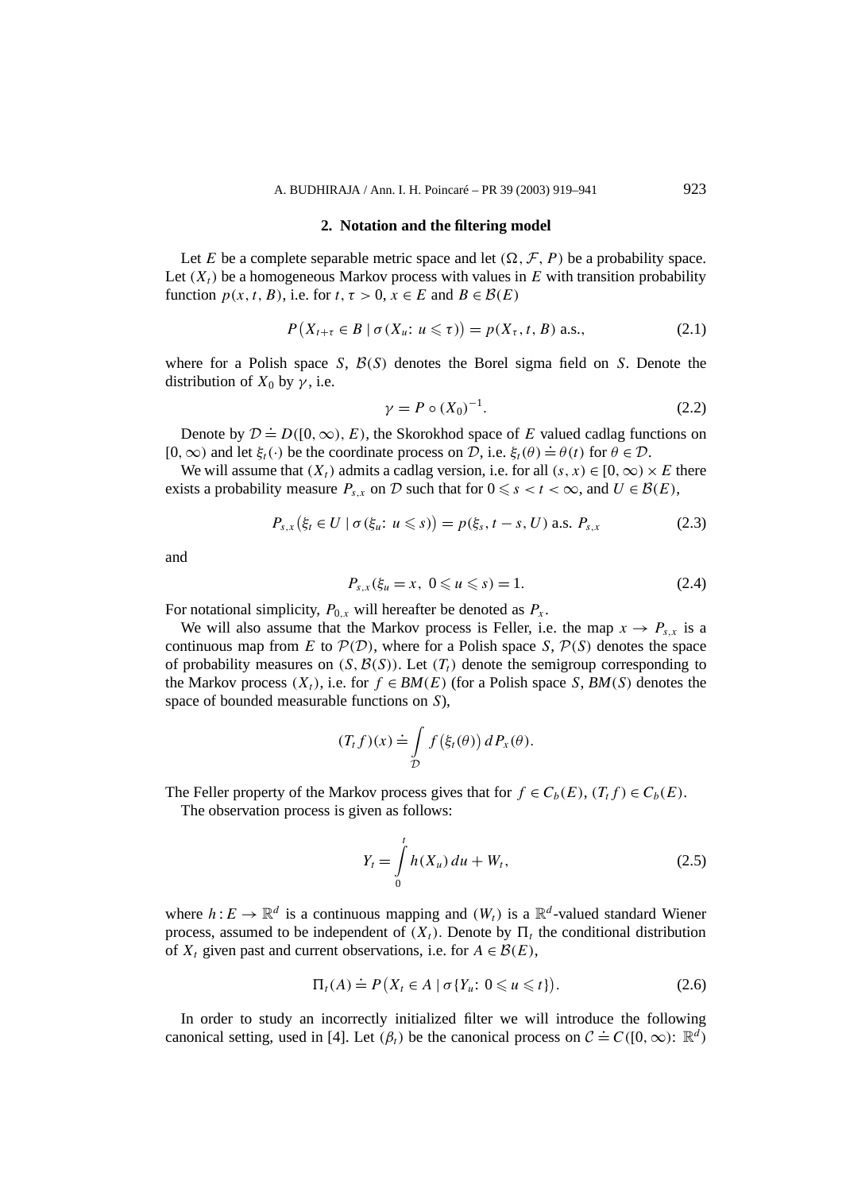## 2. Notation and the filtering model

Let $E$ be a complete separable metric space and let $(\Omega, \mathcal{F}, P)$ be a probability space. Let $(X_t)$ be a homogeneous Markov process with values in $E$ with transition probability function $p(x, t, B)$, i.e. for $t, \tau > 0$, $x \in E$ and $B \in \mathcal{B}(E)$

$$P\big(X_{t+\tau} \in B \mid \sigma(X_u\colon u \leqslant \tau)\big) = p(X_\tau, t, B) \text{ a.s.}, \tag{2.1}$$

where for a Polish space $S$, $\mathcal{B}(S)$ denotes the Borel sigma field on $S$. Denote the distribution of $X_0$ by $\gamma$, i.e.

$$\gamma = P \circ (X_0)^{-1}. \tag{2.2}$$

Denote by $\mathcal{D} \doteq D([0, \infty), E)$, the Skorokhod space of $E$ valued cadlag functions on $[0, \infty)$ and let $\xi_t(\cdot)$ be the coordinate process on $\mathcal{D}$, i.e. $\xi_t(\theta) \doteq \theta(t)$ for $\theta \in \mathcal{D}$.

We will assume that $(X_t)$ admits a cadlag version, i.e. for all $(s, x) \in [0, \infty) \times E$ there exists a probability measure $P_{s,x}$ on $\mathcal{D}$ such that for $0 \leqslant s < t < \infty$, and $U \in \mathcal{B}(E)$,

$$P_{s,x}\big(\xi_t \in U \mid \sigma(\xi_u\colon u \leqslant s)\big) = p(\xi_s, t - s, U) \text{ a.s. } P_{s,x} \tag{2.3}$$

and

$$P_{s,x}(\xi_u = x,\ 0 \leqslant u \leqslant s) = 1. \tag{2.4}$$

For notational simplicity, $P_{0,x}$ will hereafter be denoted as $P_x$.

We will also assume that the Markov process is Feller, i.e. the map $x \to P_{s,x}$ is a continuous map from $E$ to $\mathcal{P}(\mathcal{D})$, where for a Polish space $S$, $\mathcal{P}(S)$ denotes the space of probability measures on $(S, \mathcal{B}(S))$. Let $(T_t)$ denote the semigroup corresponding to the Markov process $(X_t)$, i.e. for $f \in BM(E)$ (for a Polish space $S$, $BM(S)$ denotes the space of bounded measurable functions on $S$),

$$(T_t f)(x) \doteq \int_{\mathcal{D}} f\big(\xi_t(\theta)\big)\, dP_x(\theta).$$

The Feller property of the Markov process gives that for $f \in C_b(E)$, $(T_t f) \in C_b(E)$.

The observation process is given as follows:

$$Y_t = \int_0^t h(X_u)\, du + W_t, \tag{2.5}$$

where $h : E \to \mathbb{R}^d$ is a continuous mapping and $(W_t)$ is a $\mathbb{R}^d$-valued standard Wiener process, assumed to be independent of $(X_t)$. Denote by $\Pi_t$ the conditional distribution of $X_t$ given past and current observations, i.e. for $A \in \mathcal{B}(E)$,

$$\Pi_t(A) \doteq P\big(X_t \in A \mid \sigma\{Y_u\colon 0 \leqslant u \leqslant t\}\big). \tag{2.6}$$

In order to study an incorrectly initialized filter we will introduce the following canonical setting, used in [4]. Let $(\beta_t)$ be the canonical process on $\mathcal{C} \doteq C([0, \infty)\colon \mathbb{R}^d)$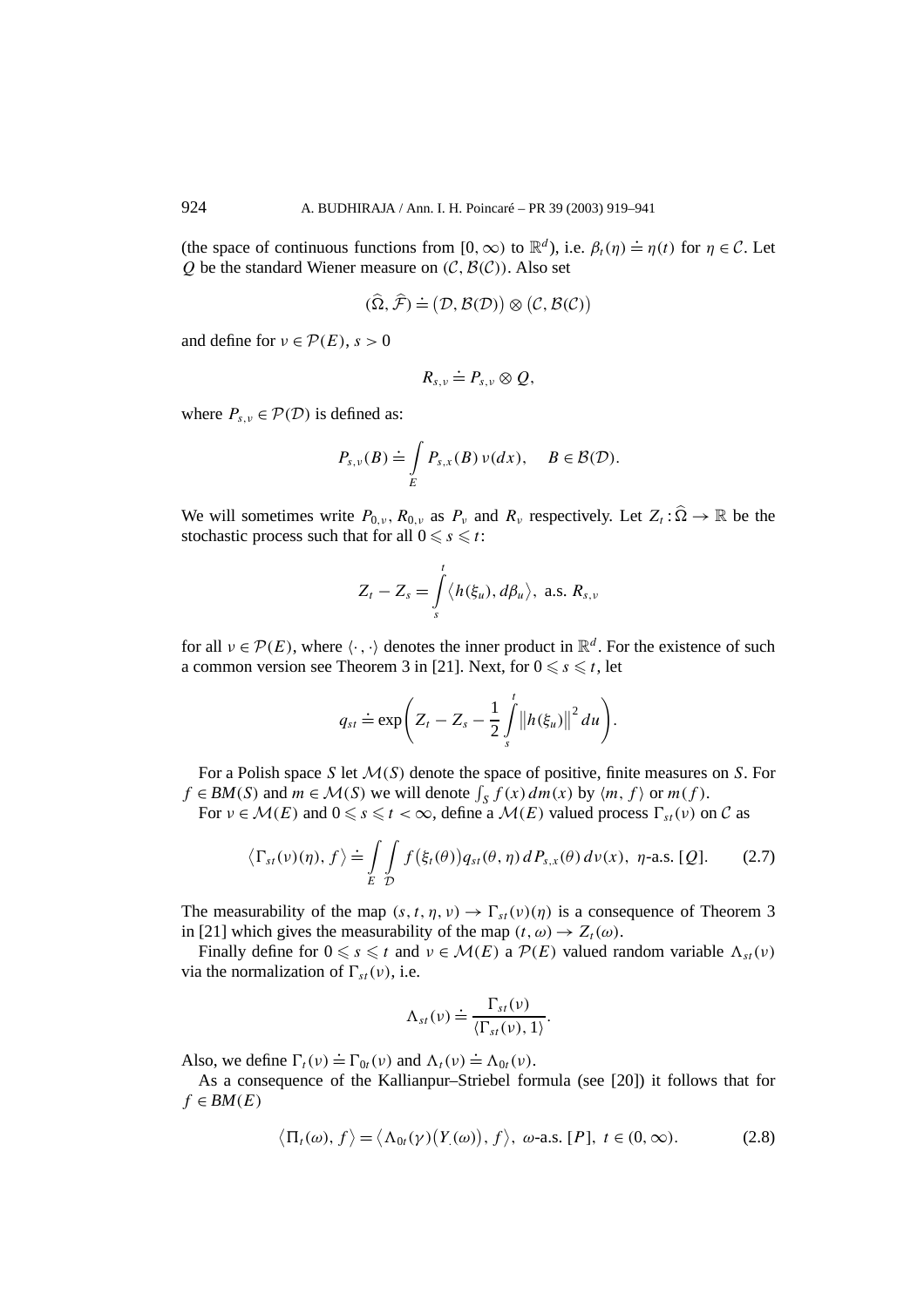(the space of continuous functions from $[0, \infty)$ to $\mathbb{R}^d$), i.e. $\beta_t(\eta) \doteq \eta(t)$ for $\eta \in \mathcal{C}$. Let $Q$ be the standard Wiener measure on $(\mathcal{C}, \mathcal{B}(\mathcal{C}))$. Also set

$$(\widehat{\Omega}, \widehat{\mathcal{F}}) \doteq (\mathcal{D}, \mathcal{B}(\mathcal{D})) \otimes (\mathcal{C}, \mathcal{B}(\mathcal{C}))$$

and define for $\nu \in \mathcal{P}(E)$, $s > 0$

$$R_{s,\nu} \doteq P_{s,\nu} \otimes Q,$$

where $P_{s,\nu} \in \mathcal{P}(\mathcal{D})$ is defined as:

$$P_{s,\nu}(B) \doteq \int_E P_{s,x}(B)\,\nu(dx), \quad B \in \mathcal{B}(\mathcal{D}).$$

We will sometimes write $P_{0,\nu}$, $R_{0,\nu}$ as $P_\nu$ and $R_\nu$ respectively. Let $Z_t : \widehat{\Omega} \to \mathbb{R}$ be the stochastic process such that for all $0 \leqslant s \leqslant t$:

$$Z_t - Z_s = \int_s^t \langle h(\xi_u), d\beta_u \rangle, \text{ a.s. } R_{s,\nu}$$

for all $\nu \in \mathcal{P}(E)$, where $\langle \cdot, \cdot \rangle$ denotes the inner product in $\mathbb{R}^d$. For the existence of such a common version see Theorem 3 in [21]. Next, for $0 \leqslant s \leqslant t$, let

$$q_{st} \doteq \exp\left( Z_t - Z_s - \frac{1}{2} \int_s^t \|h(\xi_u)\|^2 \, du \right).$$

For a Polish space $S$ let $\mathcal{M}(S)$ denote the space of positive, finite measures on $S$. For $f \in BM(S)$ and $m \in \mathcal{M}(S)$ we will denote $\int_S f(x)\,dm(x)$ by $\langle m, f \rangle$ or $m(f)$.

For $\nu \in \mathcal{M}(E)$ and $0 \leqslant s \leqslant t < \infty$, define a $\mathcal{M}(E)$ valued process $\Gamma_{st}(\nu)$ on $\mathcal{C}$ as

$$\langle \Gamma_{st}(\nu)(\eta), f \rangle \doteq \int_E \int_{\mathcal{D}} f(\xi_t(\theta)) q_{st}(\theta, \eta)\, dP_{s,x}(\theta)\, d\nu(x), \ \eta\text{-a.s. } [Q]. \tag{2.7}$$

The measurability of the map $(s, t, \eta, \nu) \to \Gamma_{st}(\nu)(\eta)$ is a consequence of Theorem 3 in [21] which gives the measurability of the map $(t, \omega) \to Z_t(\omega)$.

Finally define for $0 \leqslant s \leqslant t$ and $\nu \in \mathcal{M}(E)$ a $\mathcal{P}(E)$ valued random variable $\Lambda_{st}(\nu)$ via the normalization of $\Gamma_{st}(\nu)$, i.e.

$$\Lambda_{st}(\nu) \doteq \frac{\Gamma_{st}(\nu)}{\langle \Gamma_{st}(\nu), 1 \rangle}.$$

Also, we define $\Gamma_t(\nu) \doteq \Gamma_{0t}(\nu)$ and $\Lambda_t(\nu) \doteq \Lambda_{0t}(\nu)$.

As a consequence of the Kallianpur–Striebel formula (see [20]) it follows that for $f \in BM(E)$

$$\langle \Pi_t(\omega), f \rangle = \langle \Lambda_{0t}(\gamma)(Y_\cdot(\omega)), f \rangle, \ \omega\text{-a.s. } [P], \ t \in (0, \infty). \tag{2.8}$$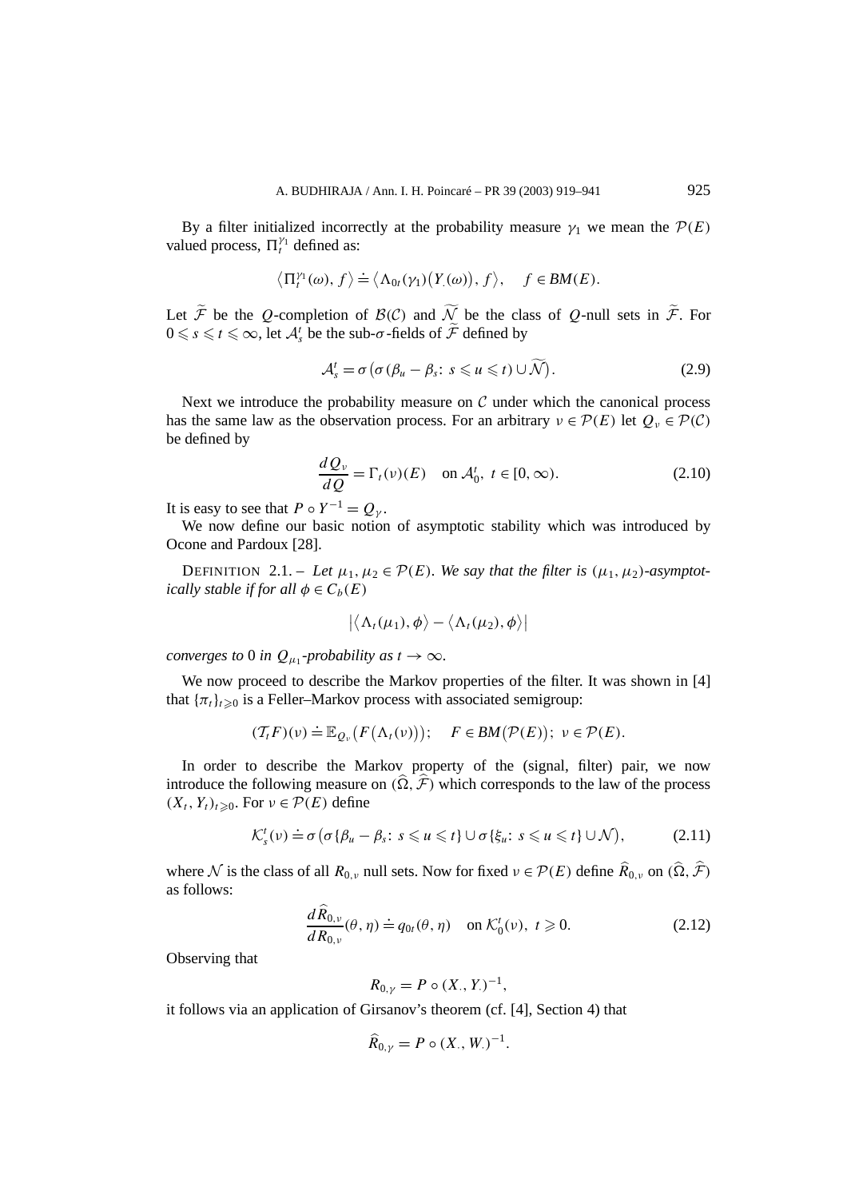By a filter initialized incorrectly at the probability measure $\gamma_1$ we mean the $\mathcal{P}(E)$ valued process, $\Pi_t^{\gamma_1}$ defined as:

$$\langle \Pi_t^{\gamma_1}(\omega), f \rangle \doteq \langle \Lambda_{0t}(\gamma_1)(Y_\cdot(\omega)), f \rangle, \quad f \in BM(E).$$

Let $\widetilde{\mathcal{F}}$ be the $Q$-completion of $\mathcal{B}(\mathcal{C})$ and $\widetilde{\mathcal{N}}$ be the class of $Q$-null sets in $\widetilde{\mathcal{F}}$. For $0 \leqslant s \leqslant t \leqslant \infty$, let $\mathcal{A}_s^t$ be the sub-$\sigma$-fields of $\widetilde{\mathcal{F}}$ defined by

$$\mathcal{A}_s^t = \sigma\big(\sigma(\beta_u - \beta_s \colon s \leqslant u \leqslant t) \cup \widetilde{\mathcal{N}}\big). \tag{2.9}$$

Next we introduce the probability measure on $\mathcal{C}$ under which the canonical process has the same law as the observation process. For an arbitrary $\nu \in \mathcal{P}(E)$ let $Q_\nu \in \mathcal{P}(\mathcal{C})$ be defined by

$$\frac{dQ_\nu}{dQ} = \Gamma_t(\nu)(E) \quad \text{on } \mathcal{A}_0^t,\ t \in [0, \infty). \tag{2.10}$$

It is easy to see that $P \circ Y^{-1} = Q_\gamma$.

We now define our basic notion of asymptotic stability which was introduced by Ocone and Pardoux [28].

DEFINITION 2.1. – *Let $\mu_1, \mu_2 \in \mathcal{P}(E)$. We say that the filter is $(\mu_1, \mu_2)$-asymptotically stable if for all $\phi \in C_b(E)$*

$$\big|\langle \Lambda_t(\mu_1), \phi \rangle - \langle \Lambda_t(\mu_2), \phi \rangle\big|$$

*converges to* 0 *in $Q_{\mu_1}$-probability as $t \to \infty$.*

We now proceed to describe the Markov properties of the filter. It was shown in [4] that $\{\pi_t\}_{t \geqslant 0}$ is a Feller–Markov process with associated semigroup:

$$(\mathcal{T}_t F)(\nu) \doteq \mathbb{E}_{Q_\nu}\big(F(\Lambda_t(\nu))\big); \quad F \in BM\big(\mathcal{P}(E)\big);\ \nu \in \mathcal{P}(E).$$

In order to describe the Markov property of the (signal, filter) pair, we now introduce the following measure on $(\widehat{\Omega}, \widehat{\mathcal{F}})$ which corresponds to the law of the process $(X_t, Y_t)_{t \geqslant 0}$. For $\nu \in \mathcal{P}(E)$ define

$$\mathcal{K}_s^t(\nu) \doteq \sigma\big(\sigma\{\beta_u - \beta_s \colon s \leqslant u \leqslant t\} \cup \sigma\{\xi_u \colon s \leqslant u \leqslant t\} \cup \mathcal{N}\big), \tag{2.11}$$

where $\mathcal{N}$ is the class of all $R_{0,\nu}$ null sets. Now for fixed $\nu \in \mathcal{P}(E)$ define $\widehat{R}_{0,\nu}$ on $(\widehat{\Omega}, \widehat{\mathcal{F}})$ as follows:

$$\frac{d\widehat{R}_{0,\nu}}{dR_{0,\nu}}(\theta, \eta) \doteq q_{0t}(\theta, \eta) \quad \text{on } \mathcal{K}_0^t(\nu),\ t \geqslant 0. \tag{2.12}$$

Observing that

$$R_{0,\gamma} = P \circ (X_\cdot, Y_\cdot)^{-1},$$

it follows via an application of Girsanov's theorem (cf. [4], Section 4) that

$$\widehat{R}_{0,\gamma} = P \circ (X_\cdot, W_\cdot)^{-1}.$$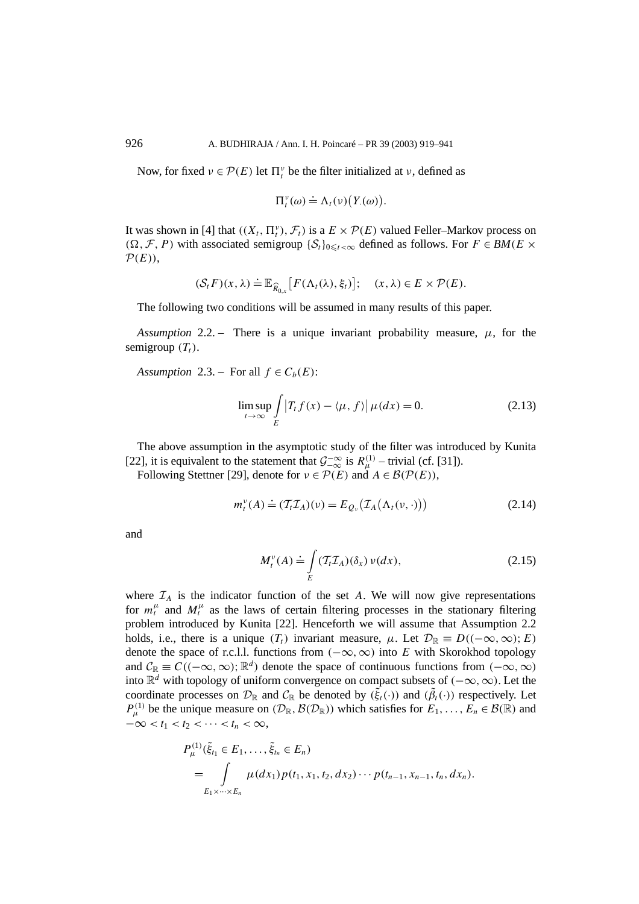Now, for fixed $\nu \in \mathcal{P}(E)$ let $\Pi_t^\nu$ be the filter initialized at $\nu$, defined as

$$\Pi_t^\nu(\omega) \doteq \Lambda_t(\nu)\big(Y_\cdot(\omega)\big).$$

It was shown in [4] that $((X_t, \Pi_t^\nu), \mathcal{F}_t)$ is a $E \times \mathcal{P}(E)$ valued Feller–Markov process on $(\Omega, \mathcal{F}, P)$ with associated semigroup $\{\mathcal{S}_t\}_{0 \leqslant t < \infty}$ defined as follows. For $F \in BM(E \times \mathcal{P}(E))$,

$$(\mathcal{S}_t F)(x, \lambda) \doteq \mathbb{E}_{\widehat{R}_{0,x}}\big[F(\Lambda_t(\lambda), \xi_t)\big]; \quad (x, \lambda) \in E \times \mathcal{P}(E).$$

The following two conditions will be assumed in many results of this paper.

*Assumption* 2.2. – There is a unique invariant probability measure, $\mu$, for the semigroup $(T_t)$.

*Assumption* 2.3. – For all $f \in C_b(E)$:

$$\limsup_{t \to \infty} \int_E \big|T_t f(x) - \langle \mu, f\rangle\big| \, \mu(dx) = 0. \tag{2.13}$$

The above assumption in the asymptotic study of the filter was introduced by Kunita [22], it is equivalent to the statement that $\mathcal{G}_{-\infty}^{-\infty}$ is $R_\mu^{(1)}$ – trivial (cf. [31]).

Following Stettner [29], denote for $\nu \in \mathcal{P}(E)$ and $A \in \mathcal{B}(\mathcal{P}(E))$,

$$m_t^\nu(A) \doteq (\mathcal{T}_t \mathcal{I}_A)(\nu) = E_{Q_\nu}\big(\mathcal{I}_A\big(\Lambda_t(\nu, \cdot)\big)\big) \tag{2.14}$$

and

$$M_t^\nu(A) \doteq \int_E (\mathcal{T}_t \mathcal{I}_A)(\delta_x) \, \nu(dx), \tag{2.15}$$

where $\mathcal{I}_A$ is the indicator function of the set $A$. We will now give representations for $m_t^\mu$ and $M_t^\mu$ as the laws of certain filtering processes in the stationary filtering problem introduced by Kunita [22]. Henceforth we will assume that Assumption 2.2 holds, i.e., there is a unique $(T_t)$ invariant measure, $\mu$. Let $\mathcal{D}_\mathbb{R} \equiv D((-\infty, \infty); E)$ denote the space of r.c.l.l. functions from $(-\infty, \infty)$ into $E$ with Skorokhod topology and $\mathcal{C}_\mathbb{R} \equiv C((-\infty, \infty); \mathbb{R}^d)$ denote the space of continuous functions from $(-\infty, \infty)$ into $\mathbb{R}^d$ with topology of uniform convergence on compact subsets of $(-\infty, \infty)$. Let the coordinate processes on $\mathcal{D}_\mathbb{R}$ and $\mathcal{C}_\mathbb{R}$ be denoted by $(\tilde{\xi}_t(\cdot))$ and $(\tilde{\beta}_t(\cdot))$ respectively. Let $P_\mu^{(1)}$ be the unique measure on $(\mathcal{D}_\mathbb{R}, \mathcal{B}(\mathcal{D}_\mathbb{R}))$ which satisfies for $E_1, \ldots, E_n \in \mathcal{B}(\mathbb{R})$ and $-\infty < t_1 < t_2 < \cdots < t_n < \infty$,

$$\begin{aligned}
&P_\mu^{(1)}(\tilde{\xi}_{t_1} \in E_1, \ldots, \tilde{\xi}_{t_n} \in E_n) \\
&\quad = \int_{E_1 \times \cdots \times E_n} \mu(dx_1) p(t_1, x_1, t_2, dx_2) \cdots p(t_{n-1}, x_{n-1}, t_n, dx_n).
\end{aligned}$$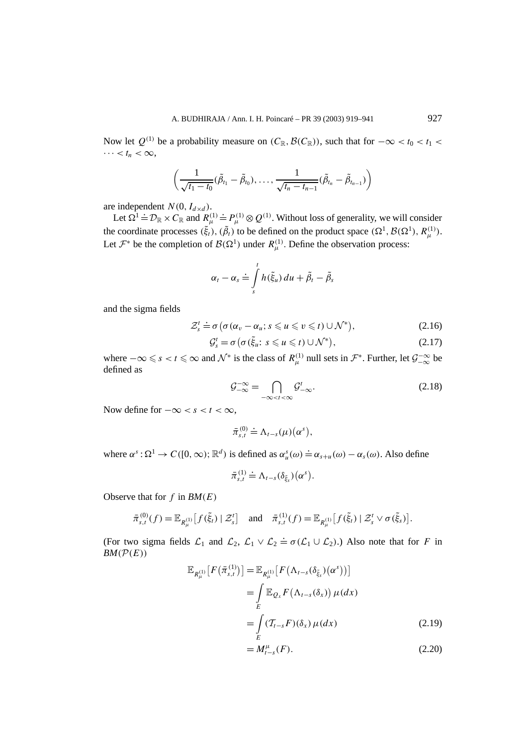Now let $Q^{(1)}$ be a probability measure on $(C_{\mathbb{R}}, \mathcal{B}(C_{\mathbb{R}}))$, such that for $-\infty < t_0 < t_1 < \cdots < t_n < \infty$,

$$\left(\frac{1}{\sqrt{t_1 - t_0}}(\tilde{\beta}_{t_1} - \tilde{\beta}_{t_0}), \ldots, \frac{1}{\sqrt{t_n - t_{n-1}}}(\tilde{\beta}_{t_n} - \tilde{\beta}_{t_{n-1}})\right)$$

are independent $N(0, I_{d\times d})$.

Let $\Omega^1 \doteq \mathcal{D}_{\mathbb{R}} \times C_{\mathbb{R}}$ and $R^{(1)}_{\mu} \doteq P^{(1)}_{\mu} \otimes Q^{(1)}$. Without loss of generality, we will consider the coordinate processes $(\tilde{\xi}_t)$, $(\tilde{\beta}_t)$ to be defined on the product space $(\Omega^1, \mathcal{B}(\Omega^1), R^{(1)}_{\mu})$. Let $\mathcal{F}^*$ be the completion of $\mathcal{B}(\Omega^1)$ under $R^{(1)}_{\mu}$. Define the observation process:

$$\alpha_t - \alpha_s \doteq \int_s^t h(\tilde{\xi}_u)\,du + \tilde{\beta}_t - \tilde{\beta}_s$$

and the sigma fields

$$\mathcal{Z}^t_s \doteq \sigma\big(\sigma(\alpha_v - \alpha_u;\, s \leqslant u \leqslant v \leqslant t) \cup \mathcal{N}^*\big), \tag{2.16}$$

$$\mathcal{G}^t_s = \sigma\big(\sigma(\tilde{\xi}_u\colon\, s \leqslant u \leqslant t) \cup \mathcal{N}^*\big), \tag{2.17}$$

where $-\infty \leqslant s < t \leqslant \infty$ and $\mathcal{N}^*$ is the class of $R^{(1)}_{\mu}$ null sets in $\mathcal{F}^*$. Further, let $\mathcal{G}^{-\infty}_{-\infty}$ be defined as

$$\mathcal{G}^{-\infty}_{-\infty} = \bigcap_{-\infty < t < \infty} \mathcal{G}^t_{-\infty}. \tag{2.18}$$

Now define for $-\infty < s < t < \infty$,

$$\bar{\pi}^{(0)}_{s,t} \doteq \Lambda_{t-s}(\mu)\big(\alpha^s\big),$$

where $\alpha^s : \Omega^1 \to C([0,\infty); \mathbb{R}^d)$ is defined as $\alpha^s_u(\omega) \doteq \alpha_{s+u}(\omega) - \alpha_s(\omega)$. Also define

$$\bar{\pi}^{(1)}_{s,t} \doteq \Lambda_{t-s}(\delta_{\tilde{\xi}_s})\big(\alpha^s\big).$$

Observe that for $f$ in $BM(E)$

$$\bar{\pi}^{(0)}_{s,t}(f) = \mathbb{E}_{R^{(1)}_{\mu}}\big[f(\tilde{\xi}_t) \mid \mathcal{Z}^t_s\big] \quad \text{and} \quad \bar{\pi}^{(1)}_{s,t}(f) = \mathbb{E}_{R^{(1)}_{\mu}}\big[f(\tilde{\xi}_t) \mid \mathcal{Z}^t_s \vee \sigma(\tilde{\xi}_s)\big].$$

(For two sigma fields $\mathcal{L}_1$ and $\mathcal{L}_2$, $\mathcal{L}_1 \vee \mathcal{L}_2 \doteq \sigma(\mathcal{L}_1 \cup \mathcal{L}_2)$.) Also note that for $F$ in $BM(\mathcal{P}(E))$

$$\begin{aligned}
\mathbb{E}_{R^{(1)}_{\mu}}\big[F\big(\bar{\pi}^{(1)}_{s,t}\big)\big] &= \mathbb{E}_{R^{(1)}_{\mu}}\big[F\big(\Lambda_{t-s}(\delta_{\tilde{\xi}_s})\big(\alpha^s\big)\big)\big] \\
&= \int_E \mathbb{E}_{Q_x} F\big(\Lambda_{t-s}(\delta_x)\big)\,\mu(dx) \\
&= \int_E (\mathcal{T}_{t-s}F)(\delta_x)\,\mu(dx) \qquad (2.19)\\
&= M^{\mu}_{t-s}(F). \qquad (2.20)
\end{aligned}$$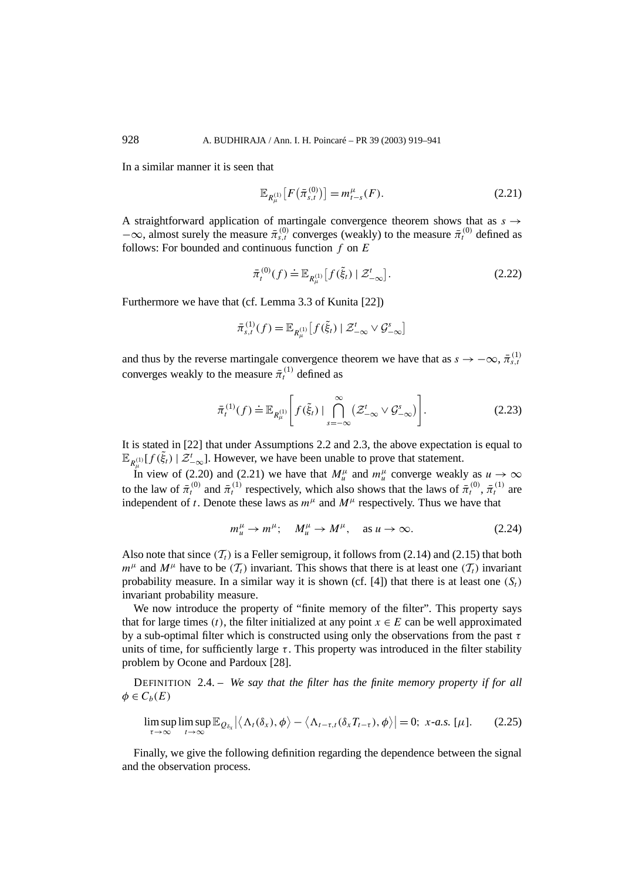In a similar manner it is seen that

$$\mathbb{E}_{R_\mu^{(1)}}\big[F\big(\bar{\pi}_{s,t}^{(0)}\big)\big] = m_{t-s}^{\mu}(F). \tag{2.21}$$

A straightforward application of martingale convergence theorem shows that as $s \to -\infty$, almost surely the measure $\bar{\pi}_{s,t}^{(0)}$ converges (weakly) to the measure $\bar{\pi}_t^{(0)}$ defined as follows: For bounded and continuous function $f$ on $E$

$$\bar{\pi}_t^{(0)}(f) \doteq \mathbb{E}_{R_\mu^{(1)}}\big[f(\tilde{\xi}_t) \mid \mathcal{Z}_{-\infty}^{t}\big]. \tag{2.22}$$

Furthermore we have that (cf. Lemma 3.3 of Kunita [22])

$$\bar{\pi}_{s,t}^{(1)}(f) = \mathbb{E}_{R_\mu^{(1)}}\big[f(\tilde{\xi}_t) \mid \mathcal{Z}_{-\infty}^{t} \vee \mathcal{G}_{-\infty}^{s}\big]$$

and thus by the reverse martingale convergence theorem we have that as $s \to -\infty$, $\bar{\pi}_{s,t}^{(1)}$ converges weakly to the measure $\bar{\pi}_t^{(1)}$ defined as

$$\bar{\pi}_t^{(1)}(f) \doteq \mathbb{E}_{R_\mu^{(1)}}\left[f(\tilde{\xi}_t) \mid \bigcap_{s=-\infty}^{\infty} \big(\mathcal{Z}_{-\infty}^{t} \vee \mathcal{G}_{-\infty}^{s}\big)\right]. \tag{2.23}$$

It is stated in [22] that under Assumptions 2.2 and 2.3, the above expectation is equal to $\mathbb{E}_{R_\mu^{(1)}}[f(\tilde{\xi}_t) \mid \mathcal{Z}_{-\infty}^{t}]$. However, we have been unable to prove that statement.

In view of (2.20) and (2.21) we have that $M_u^{\mu}$ and $m_u^{\mu}$ converge weakly as $u \to \infty$ to the law of $\bar{\pi}_t^{(0)}$ and $\bar{\pi}_t^{(1)}$ respectively, which also shows that the laws of $\bar{\pi}_t^{(0)}, \bar{\pi}_t^{(1)}$ are independent of $t$. Denote these laws as $m^{\mu}$ and $M^{\mu}$ respectively. Thus we have that

$$m_u^{\mu} \to m^{\mu}; \quad M_u^{\mu} \to M^{\mu}, \quad \text{as } u \to \infty. \tag{2.24}$$

Also note that since $(\mathcal{T}_t)$ is a Feller semigroup, it follows from (2.14) and (2.15) that both $m^{\mu}$ and $M^{\mu}$ have to be $(\mathcal{T}_t)$ invariant. This shows that there is at least one $(\mathcal{T}_t)$ invariant probability measure. In a similar way it is shown (cf. [4]) that there is at least one $(S_t)$ invariant probability measure.

We now introduce the property of "finite memory of the filter". This property says that for large times $(t)$, the filter initialized at any point $x \in E$ can be well approximated by a sub-optimal filter which is constructed using only the observations from the past $\tau$ units of time, for sufficiently large $\tau$. This property was introduced in the filter stability problem by Ocone and Pardoux [28].

DEFINITION 2.4. – *We say that the filter has the finite memory property if for all* $\phi \in C_b(E)$

$$\limsup_{\tau\to\infty} \limsup_{t\to\infty} \mathbb{E}_{Q_{\delta_x}} \big|\langle \Lambda_t(\delta_x), \phi\rangle - \langle \Lambda_{t-\tau,t}(\delta_x T_{t-\tau}), \phi\rangle\big| = 0; \ x\text{-a.s. } [\mu]. \tag{2.25}$$

Finally, we give the following definition regarding the dependence between the signal and the observation process.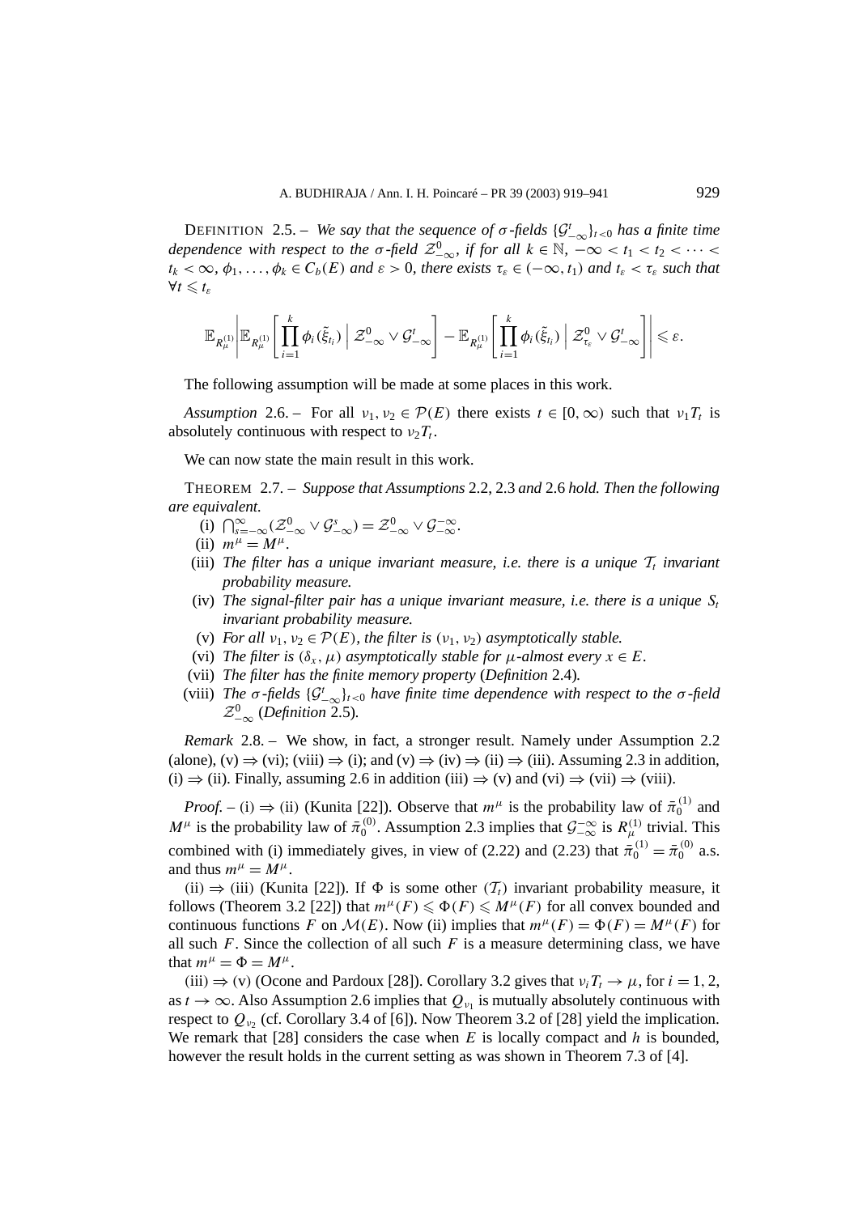DEFINITION 2.5. – *We say that the sequence of $\sigma$-fields $\{\mathcal{G}^t_{-\infty}\}_{t<0}$ has a finite time dependence with respect to the $\sigma$-field $\mathcal{Z}^0_{-\infty}$, if for all $k \in \mathbb{N}$, $-\infty < t_1 < t_2 < \cdots < t_k < \infty$, $\phi_1, \ldots, \phi_k \in C_b(E)$ and $\varepsilon > 0$, there exists $\tau_\varepsilon \in (-\infty, t_1)$ and $t_\varepsilon < \tau_\varepsilon$ such that $\forall t \leqslant t_\varepsilon$*

$$\mathbb{E}_{R^{(1)}_\mu}\left|\mathbb{E}_{R^{(1)}_\mu}\left[\prod_{i=1}^k \phi_i(\tilde{\xi}_{t_i}) \;\Big|\; \mathcal{Z}^0_{-\infty} \vee \mathcal{G}^t_{-\infty}\right] - \mathbb{E}_{R^{(1)}_\mu}\left[\prod_{i=1}^k \phi_i(\tilde{\xi}_{t_i}) \;\Big|\; \mathcal{Z}^0_{\tau_\varepsilon} \vee \mathcal{G}^t_{-\infty}\right]\right| \leqslant \varepsilon.$$

The following assumption will be made at some places in this work.

*Assumption* 2.6. – For all $\nu_1, \nu_2 \in \mathcal{P}(E)$ there exists $t \in [0, \infty)$ such that $\nu_1 T_t$ is absolutely continuous with respect to $\nu_2 T_t$.

We can now state the main result in this work.

THEOREM 2.7. – *Suppose that Assumptions* 2.2, 2.3 *and* 2.6 *hold. Then the following are equivalent.*

- (i) $\bigcap_{s=-\infty}^{\infty}(\mathcal{Z}^0_{-\infty} \vee \mathcal{G}^s_{-\infty}) = \mathcal{Z}^0_{-\infty} \vee \mathcal{G}^{-\infty}_{-\infty}$.
- (ii) $m^\mu = M^\mu$.
- (iii) *The filter has a unique invariant measure, i.e. there is a unique $\mathcal{T}_t$ invariant probability measure.*
- (iv) *The signal-filter pair has a unique invariant measure, i.e. there is a unique $S_t$ invariant probability measure.*
- (v) *For all $\nu_1, \nu_2 \in \mathcal{P}(E)$, the filter is $(\nu_1, \nu_2)$ asymptotically stable.*
- (vi) *The filter is $(\delta_x, \mu)$ asymptotically stable for $\mu$-almost every $x \in E$.*
- (vii) *The filter has the finite memory property* (*Definition* 2.4)*.*
- (viii) *The $\sigma$-fields $\{\mathcal{G}^t_{-\infty}\}_{t<0}$ have finite time dependence with respect to the $\sigma$-field $\mathcal{Z}^0_{-\infty}$* (*Definition* 2.5)*.*

*Remark* 2.8. – We show, in fact, a stronger result. Namely under Assumption 2.2 (alone), (v) $\Rightarrow$ (vi); (viii) $\Rightarrow$ (i); and (v) $\Rightarrow$ (iv) $\Rightarrow$ (ii) $\Rightarrow$ (iii). Assuming 2.3 in addition, (i) $\Rightarrow$ (ii). Finally, assuming 2.6 in addition (iii) $\Rightarrow$ (v) and (vi) $\Rightarrow$ (vii) $\Rightarrow$ (viii).

*Proof.* – (i) $\Rightarrow$ (ii) (Kunita [22]). Observe that $m^\mu$ is the probability law of $\bar{\pi}^{(1)}_0$ and $M^\mu$ is the probability law of $\bar{\pi}^{(0)}_0$. Assumption 2.3 implies that $\mathcal{G}^{-\infty}_{-\infty}$ is $R^{(1)}_\mu$ trivial. This combined with (i) immediately gives, in view of (2.22) and (2.23) that $\bar{\pi}^{(1)}_0 = \bar{\pi}^{(0)}_0$ a.s. and thus $m^\mu = M^\mu$.

(ii) $\Rightarrow$ (iii) (Kunita [22]). If $\Phi$ is some other $(\mathcal{T}_t)$ invariant probability measure, it follows (Theorem 3.2 [22]) that $m^\mu(F) \leqslant \Phi(F) \leqslant M^\mu(F)$ for all convex bounded and continuous functions $F$ on $\mathcal{M}(E)$. Now (ii) implies that $m^\mu(F) = \Phi(F) = M^\mu(F)$ for all such $F$. Since the collection of all such $F$ is a measure determining class, we have that $m^\mu = \Phi = M^\mu$.

(iii) $\Rightarrow$ (v) (Ocone and Pardoux [28]). Corollary 3.2 gives that $\nu_i T_t \to \mu$, for $i = 1, 2$, as $t \to \infty$. Also Assumption 2.6 implies that $Q_{\nu_1}$ is mutually absolutely continuous with respect to $Q_{\nu_2}$ (cf. Corollary 3.4 of [6]). Now Theorem 3.2 of [28] yield the implication. We remark that [28] considers the case when $E$ is locally compact and $h$ is bounded, however the result holds in the current setting as was shown in Theorem 7.3 of [4].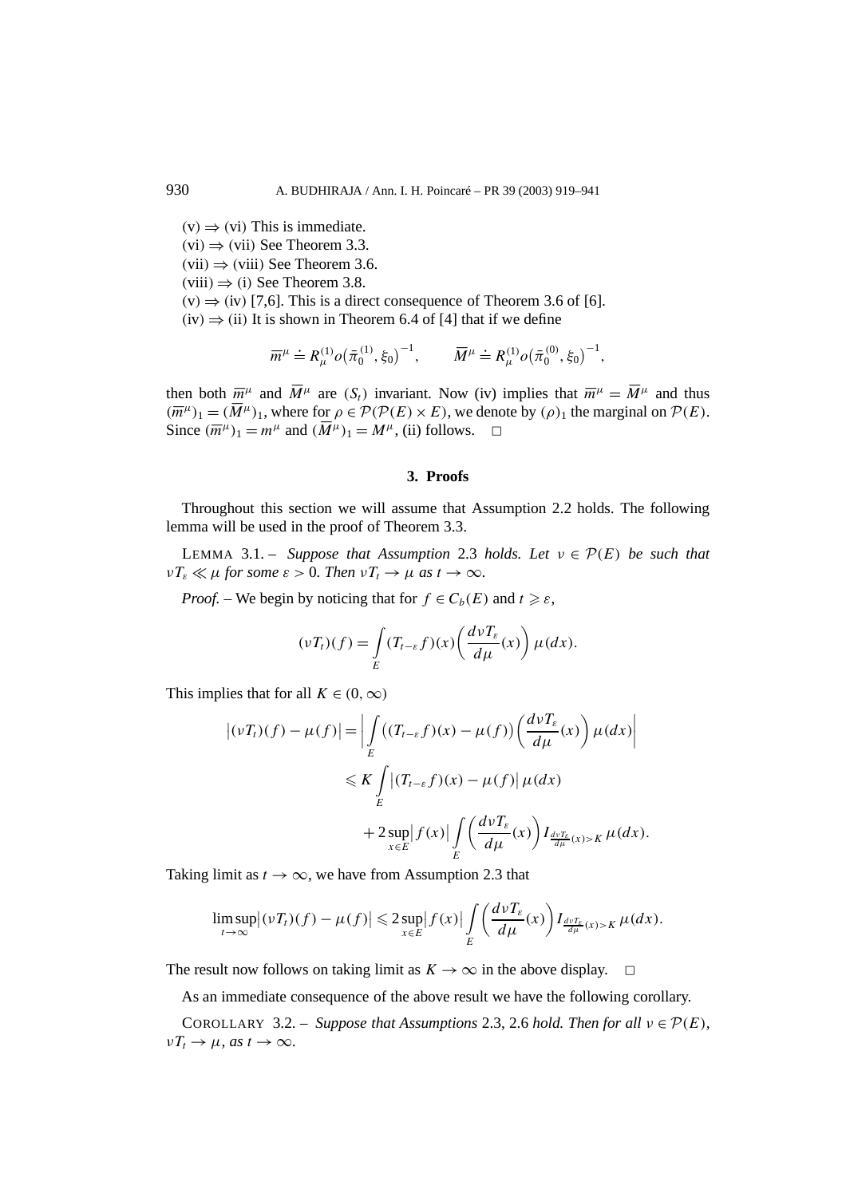(v) $\Rightarrow$ (vi) This is immediate.

(vi) $\Rightarrow$ (vii) See Theorem 3.3.

(vii) $\Rightarrow$ (viii) See Theorem 3.6.

(viii) $\Rightarrow$ (i) See Theorem 3.8.

(v) $\Rightarrow$ (iv) [7,6]. This is a direct consequence of Theorem 3.6 of [6].

(iv) $\Rightarrow$ (ii) It is shown in Theorem 6.4 of [4] that if we define

$$\overline{m}^{\mu} \doteq R_{\mu}^{(1)} o\big(\bar{\pi}_0^{(1)}, \xi_0\big)^{-1}, \qquad \overline{M}^{\mu} \doteq R_{\mu}^{(1)} o\big(\bar{\pi}_0^{(0)}, \xi_0\big)^{-1},$$

then both $\overline{m}^{\mu}$ and $\overline{M}^{\mu}$ are $(S_t)$ invariant. Now (iv) implies that $\overline{m}^{\mu} = \overline{M}^{\mu}$ and thus $(\overline{m}^{\mu})_1 = (\overline{M}^{\mu})_1$, where for $\rho \in \mathcal{P}(\mathcal{P}(E) \times E)$, we denote by $(\rho)_1$ the marginal on $\mathcal{P}(E)$. Since $(\overline{m}^{\mu})_1 = m^{\mu}$ and $(\overline{M}^{\mu})_1 = M^{\mu}$, (ii) follows. $\square$

## 3. Proofs

Throughout this section we will assume that Assumption 2.2 holds. The following lemma will be used in the proof of Theorem 3.3.

LEMMA 3.1. – *Suppose that Assumption* 2.3 *holds. Let* $\nu \in \mathcal{P}(E)$ *be such that* $\nu T_{\varepsilon} \ll \mu$ *for some* $\varepsilon > 0$*. Then* $\nu T_t \to \mu$ *as* $t \to \infty$*.*

*Proof.* – We begin by noticing that for $f \in C_b(E)$ and $t \geqslant \varepsilon$,

$$(\nu T_t)(f) = \int_E (T_{t-\varepsilon} f)(x) \left( \frac{d\nu T_{\varepsilon}}{d\mu}(x) \right) \mu(dx).$$

This implies that for all $K \in (0, \infty)$

$$\begin{aligned}
\big|(\nu T_t)(f) - \mu(f)\big| &= \left| \int_E \big((T_{t-\varepsilon} f)(x) - \mu(f)\big) \left( \frac{d\nu T_{\varepsilon}}{d\mu}(x) \right) \mu(dx) \right| \\
&\leqslant K \int_E \big|(T_{t-\varepsilon} f)(x) - \mu(f)\big| \, \mu(dx) \\
&\quad + 2 \sup_{x \in E} \big|f(x)\big| \int_E \left( \frac{d\nu T_{\varepsilon}}{d\mu}(x) \right) I_{\frac{d\nu T_{\varepsilon}}{d\mu}(x) > K} \, \mu(dx).
\end{aligned}$$

Taking limit as $t \to \infty$, we have from Assumption 2.3 that

$$\limsup_{t \to \infty} \big|(\nu T_t)(f) - \mu(f)\big| \leqslant 2 \sup_{x \in E} \big|f(x)\big| \int_E \left( \frac{d\nu T_{\varepsilon}}{d\mu}(x) \right) I_{\frac{d\nu T_{\varepsilon}}{d\mu}(x) > K} \, \mu(dx).$$

The result now follows on taking limit as $K \to \infty$ in the above display. $\square$

As an immediate consequence of the above result we have the following corollary.

COROLLARY 3.2. – *Suppose that Assumptions* 2.3, 2.6 *hold. Then for all* $\nu \in \mathcal{P}(E)$*,* $\nu T_t \to \mu$*, as* $t \to \infty$*.*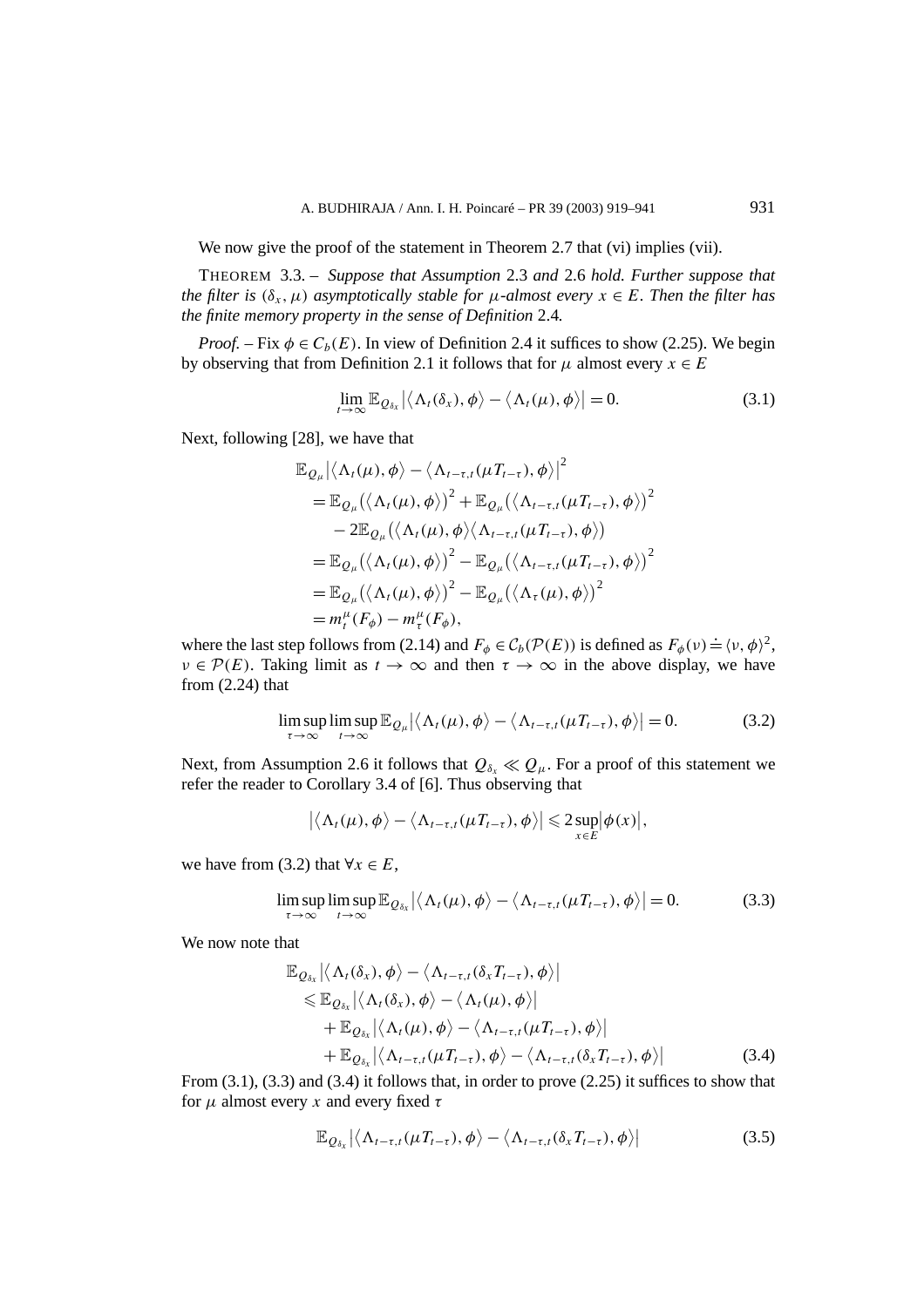We now give the proof of the statement in Theorem 2.7 that (vi) implies (vii).

THEOREM 3.3. – *Suppose that Assumption* 2.3 *and* 2.6 *hold. Further suppose that the filter is* $(\delta_x, \mu)$ *asymptotically stable for* $\mu$*-almost every* $x \in E$*. Then the filter has the finite memory property in the sense of Definition* 2.4*.*

*Proof.* – Fix $\phi \in C_b(E)$. In view of Definition 2.4 it suffices to show (2.25). We begin by observing that from Definition 2.1 it follows that for $\mu$ almost every $x \in E$

$$\lim_{t\to\infty} \mathbb{E}_{Q_{\delta_x}} \left| \langle \Lambda_t(\delta_x), \phi \rangle - \langle \Lambda_t(\mu), \phi \rangle \right| = 0. \tag{3.1}$$

Next, following [28], we have that

$$\begin{aligned}
&\mathbb{E}_{Q_\mu} \left| \langle \Lambda_t(\mu), \phi \rangle - \langle \Lambda_{t-\tau,t}(\mu T_{t-\tau}), \phi \rangle \right|^2 \\
&\quad = \mathbb{E}_{Q_\mu} \left( \langle \Lambda_t(\mu), \phi \rangle \right)^2 + \mathbb{E}_{Q_\mu} \left( \langle \Lambda_{t-\tau,t}(\mu T_{t-\tau}), \phi \rangle \right)^2 \\
&\qquad - 2\mathbb{E}_{Q_\mu} \left( \langle \Lambda_t(\mu), \phi \rangle \langle \Lambda_{t-\tau,t}(\mu T_{t-\tau}), \phi \rangle \right) \\
&\quad = \mathbb{E}_{Q_\mu} \left( \langle \Lambda_t(\mu), \phi \rangle \right)^2 - \mathbb{E}_{Q_\mu} \left( \langle \Lambda_{t-\tau,t}(\mu T_{t-\tau}), \phi \rangle \right)^2 \\
&\quad = \mathbb{E}_{Q_\mu} \left( \langle \Lambda_t(\mu), \phi \rangle \right)^2 - \mathbb{E}_{Q_\mu} \left( \langle \Lambda_\tau(\mu), \phi \rangle \right)^2 \\
&\quad = m_t^\mu(F_\phi) - m_\tau^\mu(F_\phi),
\end{aligned}$$

where the last step follows from (2.14) and $F_\phi \in \mathcal{C}_b(\mathcal{P}(E))$ is defined as $F_\phi(\nu) \doteq \langle \nu, \phi \rangle^2$, $\nu \in \mathcal{P}(E)$. Taking limit as $t \to \infty$ and then $\tau \to \infty$ in the above display, we have from (2.24) that

$$\limsup_{\tau\to\infty} \limsup_{t\to\infty} \mathbb{E}_{Q_\mu} \left| \langle \Lambda_t(\mu), \phi \rangle - \langle \Lambda_{t-\tau,t}(\mu T_{t-\tau}), \phi \rangle \right| = 0. \tag{3.2}$$

Next, from Assumption 2.6 it follows that $Q_{\delta_x} \ll Q_\mu$. For a proof of this statement we refer the reader to Corollary 3.4 of [6]. Thus observing that

$$\left| \langle \Lambda_t(\mu), \phi \rangle - \langle \Lambda_{t-\tau,t}(\mu T_{t-\tau}), \phi \rangle \right| \leqslant 2 \sup_{x\in E} \left| \phi(x) \right|,$$

we have from (3.2) that $\forall x \in E$,

$$\limsup_{\tau\to\infty} \limsup_{t\to\infty} \mathbb{E}_{Q_{\delta_x}} \left| \langle \Lambda_t(\mu), \phi \rangle - \langle \Lambda_{t-\tau,t}(\mu T_{t-\tau}), \phi \rangle \right| = 0. \tag{3.3}$$

We now note that

$$\begin{aligned}
&\mathbb{E}_{Q_{\delta_x}} \left| \langle \Lambda_t(\delta_x), \phi \rangle - \langle \Lambda_{t-\tau,t}(\delta_x T_{t-\tau}), \phi \rangle \right| \\
&\quad \leqslant \mathbb{E}_{Q_{\delta_x}} \left| \langle \Lambda_t(\delta_x), \phi \rangle - \langle \Lambda_t(\mu), \phi \rangle \right| \\
&\qquad + \mathbb{E}_{Q_{\delta_x}} \left| \langle \Lambda_t(\mu), \phi \rangle - \langle \Lambda_{t-\tau,t}(\mu T_{t-\tau}), \phi \rangle \right| \\
&\qquad + \mathbb{E}_{Q_{\delta_x}} \left| \langle \Lambda_{t-\tau,t}(\mu T_{t-\tau}), \phi \rangle - \langle \Lambda_{t-\tau,t}(\delta_x T_{t-\tau}), \phi \rangle \right|
\end{aligned} \tag{3.4}$$

From (3.1), (3.3) and (3.4) it follows that, in order to prove (2.25) it suffices to show that for $\mu$ almost every $x$ and every fixed $\tau$

$$\mathbb{E}_{Q_{\delta_x}} \left| \langle \Lambda_{t-\tau,t}(\mu T_{t-\tau}), \phi \rangle - \langle \Lambda_{t-\tau,t}(\delta_x T_{t-\tau}), \phi \rangle \right| \tag{3.5}$$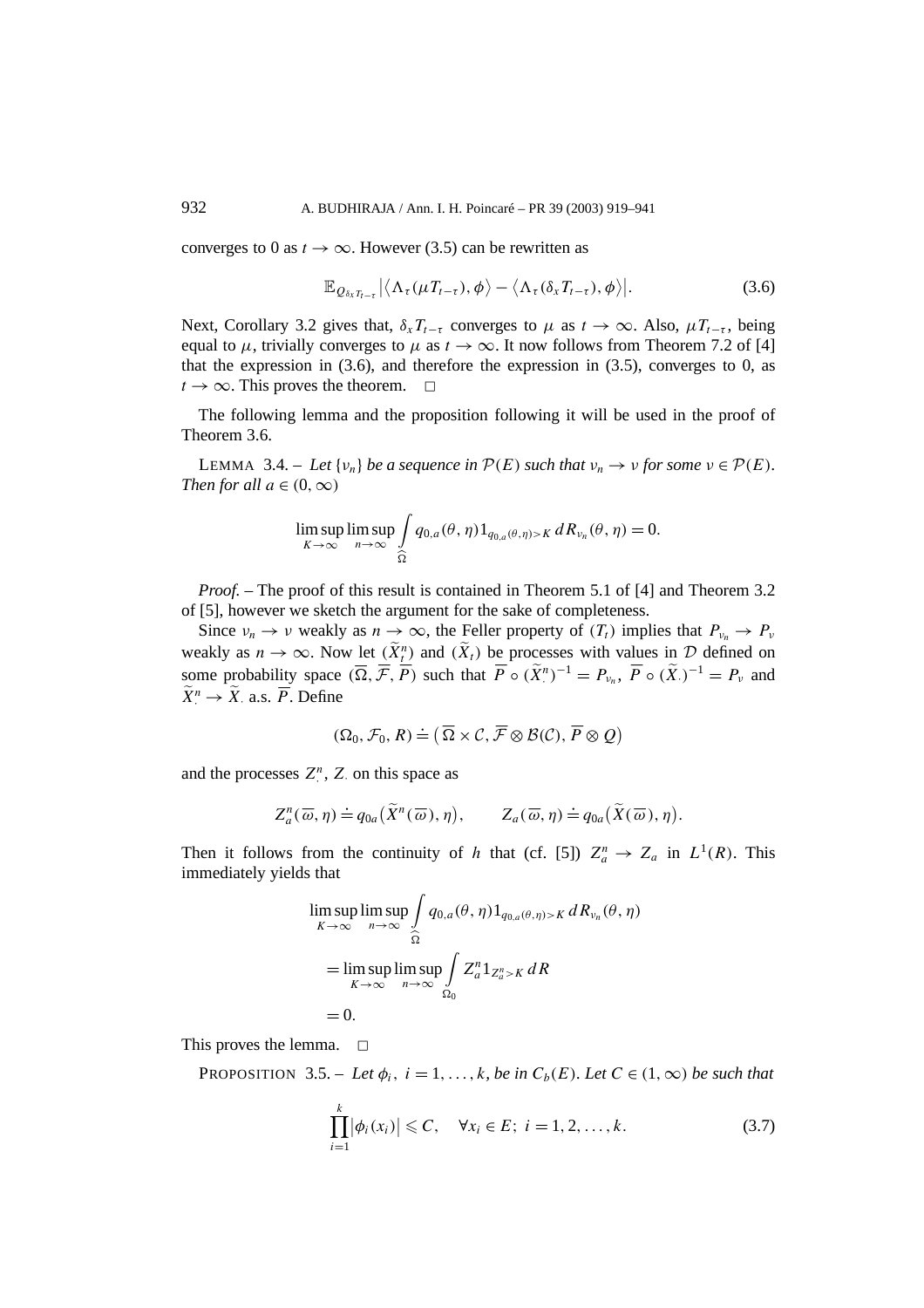converges to 0 as $t \to \infty$. However (3.5) can be rewritten as

$$\mathbb{E}_{Q_{\delta_x T_{t-\tau}}} \left| \left\langle \Lambda_\tau(\mu T_{t-\tau}), \phi \right\rangle - \left\langle \Lambda_\tau(\delta_x T_{t-\tau}), \phi \right\rangle \right|. \tag{3.6}$$

Next, Corollary 3.2 gives that, $\delta_x T_{t-\tau}$ converges to $\mu$ as $t \to \infty$. Also, $\mu T_{t-\tau}$, being equal to $\mu$, trivially converges to $\mu$ as $t \to \infty$. It now follows from Theorem 7.2 of [4] that the expression in (3.6), and therefore the expression in (3.5), converges to 0, as $t \to \infty$. This proves the theorem. □

The following lemma and the proposition following it will be used in the proof of Theorem 3.6.

LEMMA 3.4. – *Let $\{\nu_n\}$ be a sequence in $\mathcal{P}(E)$ such that $\nu_n \to \nu$ for some $\nu \in \mathcal{P}(E)$. Then for all $a \in (0, \infty)$*

$$\limsup_{K \to \infty} \limsup_{n \to \infty} \int_{\widehat{\Omega}} q_{0,a}(\theta, \eta) 1_{q_{0,a}(\theta,\eta) > K} \, dR_{\nu_n}(\theta, \eta) = 0.$$

*Proof.* – The proof of this result is contained in Theorem 5.1 of [4] and Theorem 3.2 of [5], however we sketch the argument for the sake of completeness.

Since $\nu_n \to \nu$ weakly as $n \to \infty$, the Feller property of $(T_t)$ implies that $P_{\nu_n} \to P_\nu$ weakly as $n \to \infty$. Now let $(\widetilde{X}^n_t)$ and $(\widetilde{X}_t)$ be processes with values in $\mathcal{D}$ defined on some probability space $(\overline{\Omega}, \overline{\mathcal{F}}, \overline{P})$ such that $\overline{P} \circ (\widetilde{X}^n_\cdot)^{-1} = P_{\nu_n}$, $\overline{P} \circ (\widetilde{X}_\cdot)^{-1} = P_\nu$ and $\widetilde{X}^n_\cdot \to \widetilde{X}_\cdot$ a.s. $\overline{P}$. Define

$$(\Omega_0, \mathcal{F}_0, R) \doteq \left( \overline{\Omega} \times \mathcal{C}, \overline{\mathcal{F}} \otimes \mathcal{B}(\mathcal{C}), \overline{P} \otimes Q \right)$$

and the processes $Z^n_\cdot$, $Z_\cdot$ on this space as

$$Z^n_a(\overline{\omega}, \eta) \doteq q_{0a}\big(\widetilde{X}^n(\overline{\omega}), \eta\big), \qquad Z_a(\overline{\omega}, \eta) \doteq q_{0a}\big(\widetilde{X}(\overline{\omega}), \eta\big).$$

Then it follows from the continuity of $h$ that (cf. [5]) $Z^n_a \to Z_a$ in $L^1(R)$. This immediately yields that

$$\begin{aligned}
&\limsup_{K \to \infty} \limsup_{n \to \infty} \int_{\widehat{\Omega}} q_{0,a}(\theta, \eta) 1_{q_{0,a}(\theta,\eta) > K} \, dR_{\nu_n}(\theta, \eta) \\
&= \limsup_{K \to \infty} \limsup_{n \to \infty} \int_{\Omega_0} Z^n_a 1_{Z^n_a > K} \, dR \\
&= 0.
\end{aligned}$$

This proves the lemma. □

PROPOSITION 3.5. – *Let $\phi_i$, $i = 1, \ldots, k$, be in $C_b(E)$. Let $C \in (1, \infty)$ be such that*

$$\prod_{i=1}^{k} \left| \phi_i(x_i) \right| \leqslant C, \quad \forall x_i \in E;\ i = 1, 2, \ldots, k. \tag{3.7}$$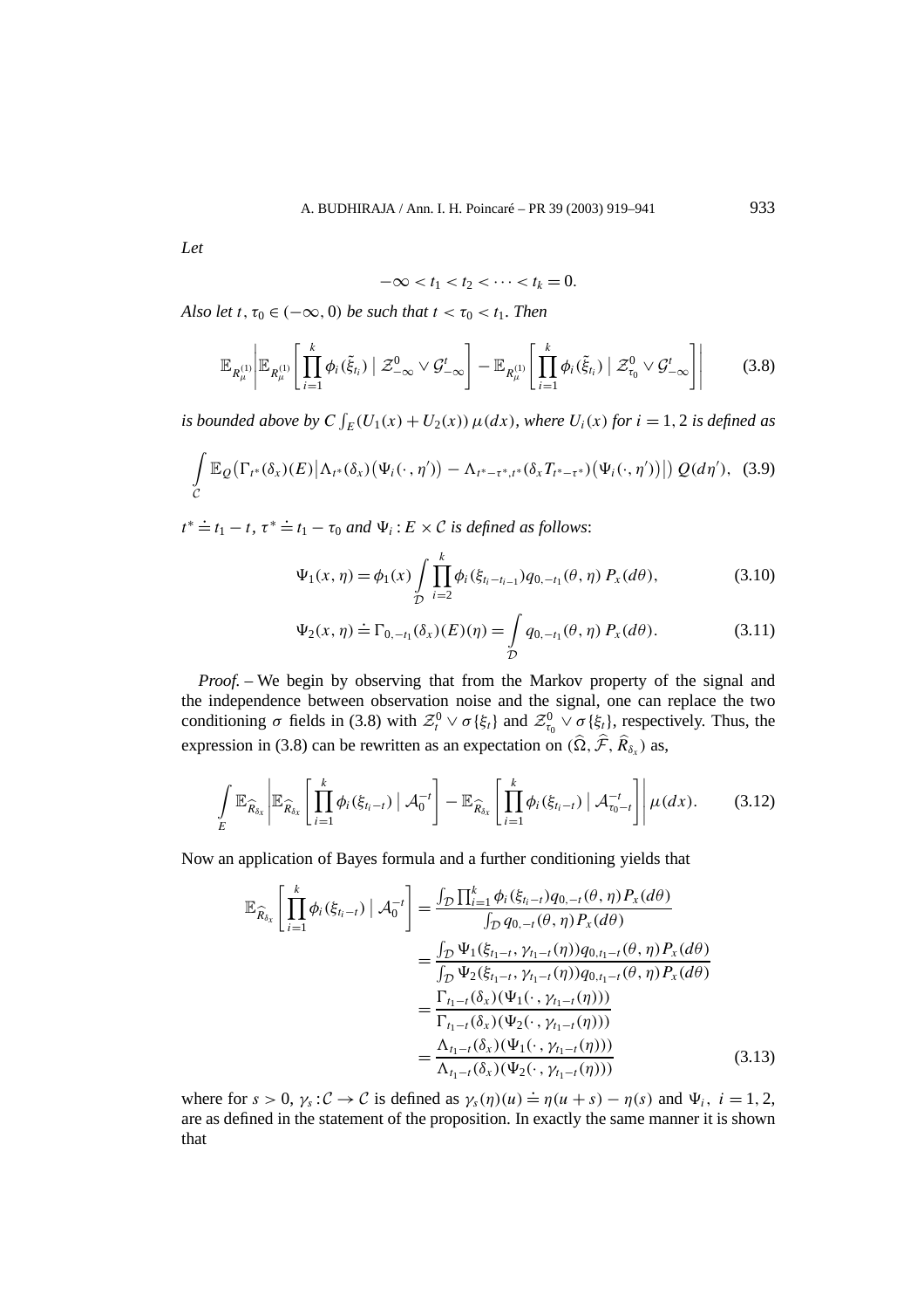*Let*

$$-\infty < t_1 < t_2 < \cdots < t_k = 0.$$

*Also let* $t, \tau_0 \in (-\infty, 0)$ *be such that* $t < \tau_0 < t_1$. *Then*

$$\mathbb{E}_{R_\mu^{(1)}}\left|\mathbb{E}_{R_\mu^{(1)}}\left[\prod_{i=1}^k \phi_i(\tilde{\xi}_{t_i}) \mid \mathcal{Z}_{-\infty}^0 \vee \mathcal{G}_{-\infty}^t\right] - \mathbb{E}_{R_\mu^{(1)}}\left[\prod_{i=1}^k \phi_i(\tilde{\xi}_{t_i}) \mid \mathcal{Z}_{\tau_0}^0 \vee \mathcal{G}_{-\infty}^t\right]\right| \tag{3.8}$$

*is bounded above by* $C\int_E (U_1(x) + U_2(x))\,\mu(dx)$, *where* $U_i(x)$ *for* $i = 1, 2$ *is defined as*

$$\int_{\mathcal{C}} \mathbb{E}_Q\big(\Gamma_{t^*}(\delta_x)(E)\big|\Lambda_{t^*}(\delta_x)\big(\Psi_i(\cdot,\eta')\big) - \Lambda_{t^*-\tau^*,t^*}(\delta_x T_{t^*-\tau^*})\big(\Psi_i(\cdot,\eta')\big)\big|\big)\,Q(d\eta'), \tag{3.9}$$

$t^* \doteq t_1 - t$, $\tau^* \doteq t_1 - \tau_0$ *and* $\Psi_i : E \times \mathcal{C}$ *is defined as follows*:

$$\Psi_1(x,\eta) = \phi_1(x)\int_{\mathcal{D}} \prod_{i=2}^k \phi_i(\xi_{t_i - t_{i-1}})\, q_{0,-t_1}(\theta,\eta)\, P_x(d\theta), \tag{3.10}$$

$$\Psi_2(x,\eta) \doteq \Gamma_{0,-t_1}(\delta_x)(E)(\eta) = \int_{\mathcal{D}} q_{0,-t_1}(\theta,\eta)\, P_x(d\theta). \tag{3.11}$$

*Proof.* – We begin by observing that from the Markov property of the signal and the independence between observation noise and the signal, one can replace the two conditioning $\sigma$ fields in (3.8) with $\mathcal{Z}_t^0 \vee \sigma\{\xi_t\}$ and $\mathcal{Z}_{\tau_0}^0 \vee \sigma\{\xi_t\}$, respectively. Thus, the expression in (3.8) can be rewritten as an expectation on $(\widehat{\Omega}, \widehat{\mathcal{F}}, \widehat{R}_{\delta_x})$ as,

$$\int_E \mathbb{E}_{\widehat{R}_{\delta_x}}\left|\mathbb{E}_{\widehat{R}_{\delta_x}}\left[\prod_{i=1}^k \phi_i(\xi_{t_i - t}) \mid \mathcal{A}_0^{-t}\right] - \mathbb{E}_{\widehat{R}_{\delta_x}}\left[\prod_{i=1}^k \phi_i(\xi_{t_i - t}) \mid \mathcal{A}_{\tau_0 - t}^{-t}\right]\right|\mu(dx). \tag{3.12}$$

Now an application of Bayes formula and a further conditioning yields that

$$\begin{aligned}
\mathbb{E}_{\widehat{R}_{\delta_x}}\left[\prod_{i=1}^k \phi_i(\xi_{t_i - t}) \mid \mathcal{A}_0^{-t}\right] &= \frac{\int_{\mathcal{D}} \prod_{i=1}^k \phi_i(\xi_{t_i - t}) q_{0,-t}(\theta,\eta) P_x(d\theta)}{\int_{\mathcal{D}} q_{0,-t}(\theta,\eta) P_x(d\theta)} \\
&= \frac{\int_{\mathcal{D}} \Psi_1(\xi_{t_1 - t}, \gamma_{t_1 - t}(\eta)) q_{0,t_1 - t}(\theta,\eta) P_x(d\theta)}{\int_{\mathcal{D}} \Psi_2(\xi_{t_1 - t}, \gamma_{t_1 - t}(\eta)) q_{0,t_1 - t}(\theta,\eta) P_x(d\theta)} \\
&= \frac{\Gamma_{t_1 - t}(\delta_x)(\Psi_1(\cdot, \gamma_{t_1 - t}(\eta)))}{\Gamma_{t_1 - t}(\delta_x)(\Psi_2(\cdot, \gamma_{t_1 - t}(\eta)))} \\
&= \frac{\Lambda_{t_1 - t}(\delta_x)(\Psi_1(\cdot, \gamma_{t_1 - t}(\eta)))}{\Lambda_{t_1 - t}(\delta_x)(\Psi_2(\cdot, \gamma_{t_1 - t}(\eta)))}
\end{aligned} \tag{3.13}$$

where for $s > 0$, $\gamma_s : \mathcal{C} \to \mathcal{C}$ is defined as $\gamma_s(\eta)(u) \doteq \eta(u + s) - \eta(s)$ and $\Psi_i$, $i = 1, 2$, are as defined in the statement of the proposition. In exactly the same manner it is shown that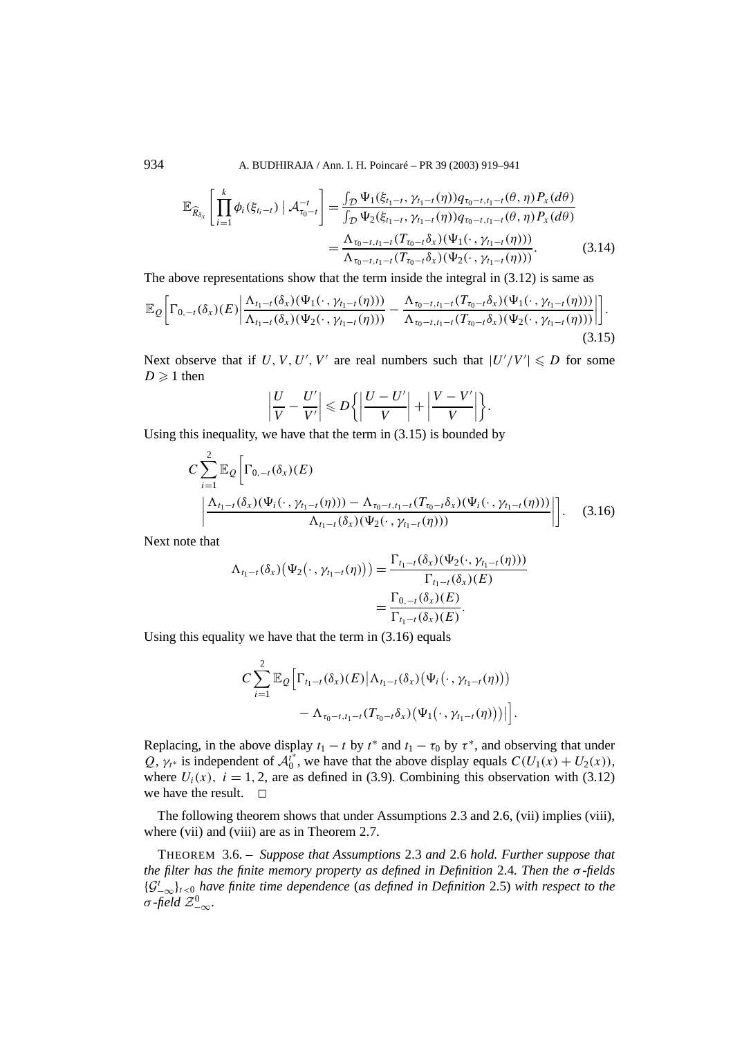$$\mathbb{E}_{\widehat{R}_{\delta_x}}\left[\prod_{i=1}^{k}\phi_i(\xi_{t_i-t}) \mid \mathcal{A}_{\tau_0-t}^{-t}\right] = \frac{\int_{\mathcal{D}} \Psi_1(\xi_{t_1-t}, \gamma_{t_1-t}(\eta)) q_{\tau_0-t, t_1-t}(\theta, \eta) P_x(d\theta)}{\int_{\mathcal{D}} \Psi_2(\xi_{t_1-t}, \gamma_{t_1-t}(\eta)) q_{\tau_0-t, t_1-t}(\theta, \eta) P_x(d\theta)}$$
$$= \frac{\Lambda_{\tau_0-t, t_1-t}(T_{\tau_0-t}\delta_x)(\Psi_1(\cdot, \gamma_{t_1-t}(\eta)))}{\Lambda_{\tau_0-t, t_1-t}(T_{\tau_0-t}\delta_x)(\Psi_2(\cdot, \gamma_{t_1-t}(\eta)))}. \tag{3.14}$$

The above representations show that the term inside the integral in (3.12) is same as

$$\mathbb{E}_Q\left[\Gamma_{0,-t}(\delta_x)(E)\left|\frac{\Lambda_{t_1-t}(\delta_x)(\Psi_1(\cdot, \gamma_{t_1-t}(\eta)))}{\Lambda_{t_1-t}(\delta_x)(\Psi_2(\cdot, \gamma_{t_1-t}(\eta)))} - \frac{\Lambda_{\tau_0-t, t_1-t}(T_{\tau_0-t}\delta_x)(\Psi_1(\cdot, \gamma_{t_1-t}(\eta)))}{\Lambda_{\tau_0-t, t_1-t}(T_{\tau_0-t}\delta_x)(\Psi_2(\cdot, \gamma_{t_1-t}(\eta)))}\right|\right]. \tag{3.15}$$

Next observe that if $U, V, U', V'$ are real numbers such that $|U'/V'| \leqslant D$ for some $D \geqslant 1$ then

$$\left|\frac{U}{V} - \frac{U'}{V'}\right| \leqslant D\left\{\left|\frac{U-U'}{V}\right| + \left|\frac{V-V'}{V}\right|\right\}.$$

Using this inequality, we have that the term in (3.15) is bounded by

$$C\sum_{i=1}^{2}\mathbb{E}_Q\left[\Gamma_{0,-t}(\delta_x)(E)\right.$$
$$\left.\left|\frac{\Lambda_{t_1-t}(\delta_x)(\Psi_i(\cdot, \gamma_{t_1-t}(\eta))) - \Lambda_{\tau_0-t, t_1-t}(T_{\tau_0-t}\delta_x)(\Psi_i(\cdot, \gamma_{t_1-t}(\eta)))}{\Lambda_{t_1-t}(\delta_x)(\Psi_2(\cdot, \gamma_{t_1-t}(\eta)))}\right|\right]. \tag{3.16}$$

Next note that

$$\Lambda_{t_1-t}(\delta_x)\big(\Psi_2\big(\cdot, \gamma_{t_1-t}(\eta)\big)\big) = \frac{\Gamma_{t_1-t}(\delta_x)(\Psi_2(\cdot, \gamma_{t_1-t}(\eta)))}{\Gamma_{t_1-t}(\delta_x)(E)}$$
$$= \frac{\Gamma_{0,-t}(\delta_x)(E)}{\Gamma_{t_1-t}(\delta_x)(E)}.$$

Using this equality we have that the term in (3.16) equals

$$C\sum_{i=1}^{2}\mathbb{E}_Q\Big[\Gamma_{t_1-t}(\delta_x)(E)\big|\Lambda_{t_1-t}(\delta_x)\big(\Psi_i\big(\cdot, \gamma_{t_1-t}(\eta)\big)\big)$$
$$- \Lambda_{\tau_0-t, t_1-t}(T_{\tau_0-t}\delta_x)\big(\Psi_1\big(\cdot, \gamma_{t_1-t}(\eta)\big)\big)\big|\Big].$$

Replacing, in the above display $t_1 - t$ by $t^*$ and $t_1 - \tau_0$ by $\tau^*$, and observing that under $Q$, $\gamma_{t^*}$ is independent of $\mathcal{A}_0^{t^*}$, we have that the above display equals $C(U_1(x) + U_2(x))$, where $U_i(x)$, $i = 1, 2$, are as defined in (3.9). Combining this observation with (3.12) we have the result. $\square$

The following theorem shows that under Assumptions 2.3 and 2.6, (vii) implies (viii), where (vii) and (viii) are as in Theorem 2.7.

THEOREM 3.6. – *Suppose that Assumptions* 2.3 *and* 2.6 *hold. Further suppose that the filter has the finite memory property as defined in Definition* 2.4. *Then the $\sigma$-fields $\{\mathcal{G}_{-\infty}^t\}_{t<0}$ have finite time dependence* (*as defined in Definition* 2.5) *with respect to the $\sigma$-field $\mathcal{Z}_{-\infty}^0$.*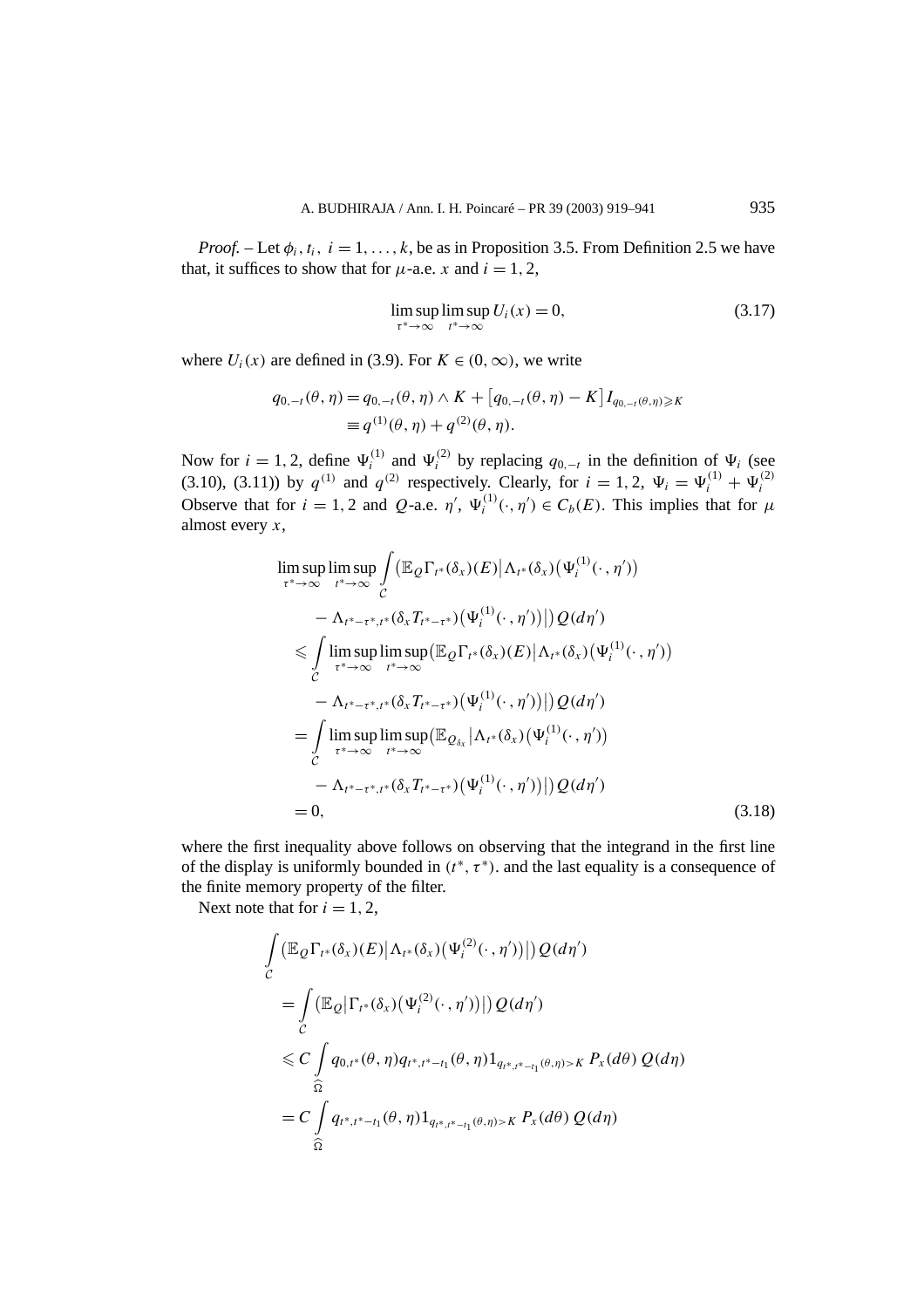*Proof.* – Let $\phi_i, t_i,\ i = 1, \ldots, k$, be as in Proposition 3.5. From Definition 2.5 we have that, it suffices to show that for $\mu$-a.e. $x$ and $i = 1, 2$,

$$\limsup_{\tau^* \to \infty} \limsup_{t^* \to \infty} U_i(x) = 0, \tag{3.17}$$

where $U_i(x)$ are defined in (3.9). For $K \in (0, \infty)$, we write

$$\begin{aligned} q_{0,-t}(\theta, \eta) &= q_{0,-t}(\theta, \eta) \wedge K + \left[q_{0,-t}(\theta, \eta) - K\right] I_{q_{0,-t}(\theta,\eta) \geqslant K} \\ &\equiv q^{(1)}(\theta, \eta) + q^{(2)}(\theta, \eta). \end{aligned}$$

Now for $i = 1, 2$, define $\Psi_i^{(1)}$ and $\Psi_i^{(2)}$ by replacing $q_{0,-t}$ in the definition of $\Psi_i$ (see (3.10), (3.11)) by $q^{(1)}$ and $q^{(2)}$ respectively. Clearly, for $i = 1, 2$, $\Psi_i = \Psi_i^{(1)} + \Psi_i^{(2)}$ Observe that for $i = 1, 2$ and $Q$-a.e. $\eta'$, $\Psi_i^{(1)}(\cdot, \eta') \in C_b(E)$. This implies that for $\mu$ almost every $x$,

$$\begin{aligned}
&\limsup_{\tau^* \to \infty} \limsup_{t^* \to \infty} \int_{\mathcal{C}} \big(\mathbb{E}_Q \Gamma_{t^*}(\delta_x)(E) \big| \Lambda_{t^*}(\delta_x)\big(\Psi_i^{(1)}(\cdot, \eta')\big) \\
&\qquad - \Lambda_{t^*-\tau^*, t^*}(\delta_x T_{t^*-\tau^*})\big(\Psi_i^{(1)}(\cdot, \eta')\big)\big|\big)\, Q(d\eta') \\
&\quad \leqslant \int_{\mathcal{C}} \limsup_{\tau^* \to \infty} \limsup_{t^* \to \infty} \big(\mathbb{E}_Q \Gamma_{t^*}(\delta_x)(E) \big| \Lambda_{t^*}(\delta_x)\big(\Psi_i^{(1)}(\cdot, \eta')\big) \\
&\qquad - \Lambda_{t^*-\tau^*, t^*}(\delta_x T_{t^*-\tau^*})\big(\Psi_i^{(1)}(\cdot, \eta')\big)\big|\big)\, Q(d\eta') \\
&\quad = \int_{\mathcal{C}} \limsup_{\tau^* \to \infty} \limsup_{t^* \to \infty} \big(\mathbb{E}_{Q_{\delta_x}} \big| \Lambda_{t^*}(\delta_x)\big(\Psi_i^{(1)}(\cdot, \eta')\big) \\
&\qquad - \Lambda_{t^*-\tau^*, t^*}(\delta_x T_{t^*-\tau^*})\big(\Psi_i^{(1)}(\cdot, \eta')\big)\big|\big)\, Q(d\eta') \\
&\quad = 0,
\end{aligned} \tag{3.18}$$

where the first inequality above follows on observing that the integrand in the first line of the display is uniformly bounded in $(t^*, \tau^*)$. and the last equality is a consequence of the finite memory property of the filter.

Next note that for $i = 1, 2$,

$$\begin{aligned}
&\int_{\mathcal{C}} \big(\mathbb{E}_Q \Gamma_{t^*}(\delta_x)(E) \big| \Lambda_{t^*}(\delta_x)\big(\Psi_i^{(2)}(\cdot, \eta')\big)\big|\big)\, Q(d\eta') \\
&\quad = \int_{\mathcal{C}} \big(\mathbb{E}_Q \big| \Gamma_{t^*}(\delta_x)\big(\Psi_i^{(2)}(\cdot, \eta')\big)\big|\big)\, Q(d\eta') \\
&\quad \leqslant C \int_{\widehat{\Omega}} q_{0,t^*}(\theta, \eta) q_{t^*, t^*-t_1}(\theta, \eta) 1_{q_{t^*, t^*-t_1}(\theta,\eta) > K}\, P_x(d\theta)\, Q(d\eta) \\
&\quad = C \int_{\widehat{\Omega}} q_{t^*, t^*-t_1}(\theta, \eta) 1_{q_{t^*, t^*-t_1}(\theta,\eta) > K}\, P_x(d\theta)\, Q(d\eta)
\end{aligned}$$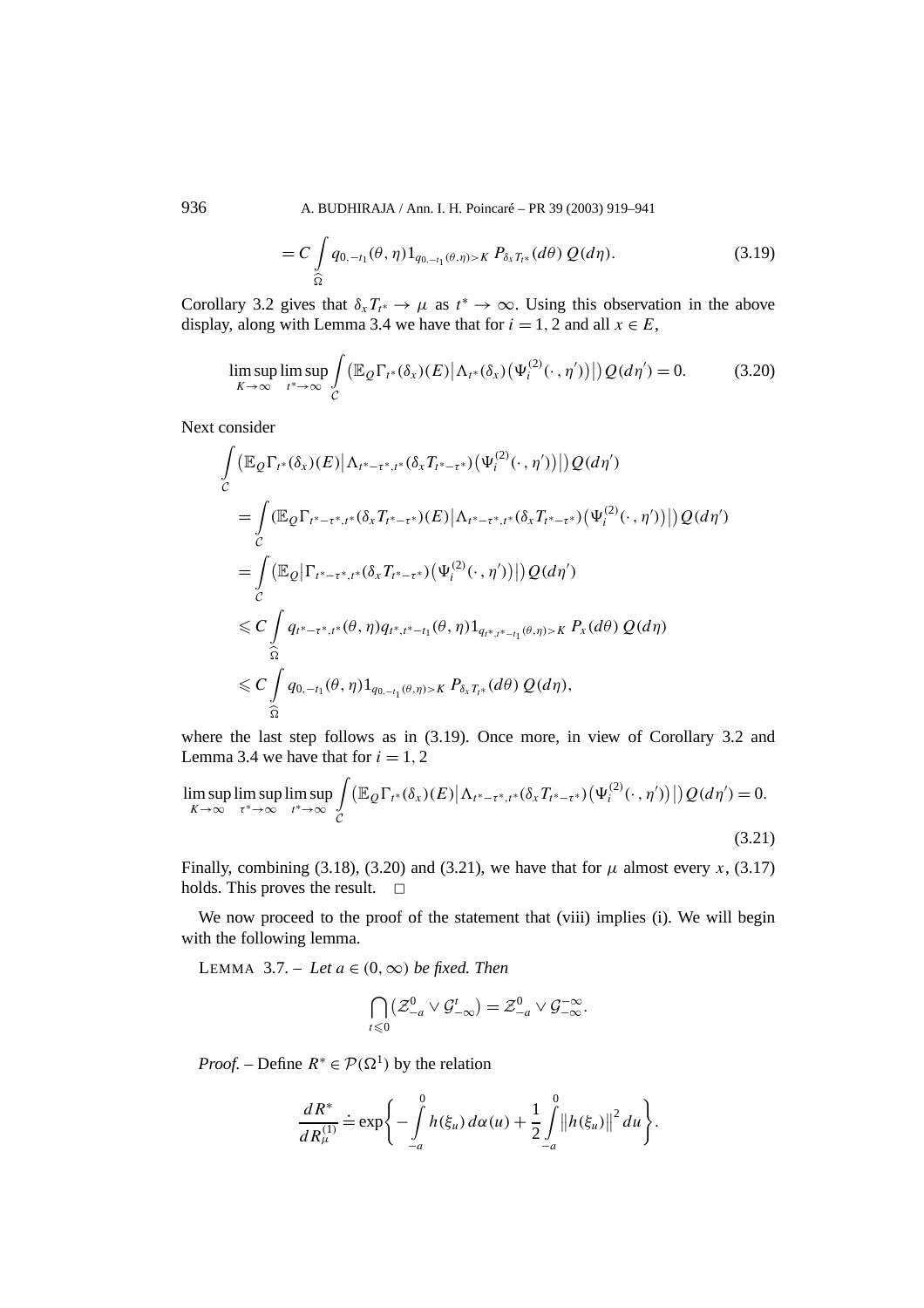$$= C \int_{\widehat{\Omega}} q_{0,-t_1}(\theta,\eta) 1_{q_{0,-t_1}(\theta,\eta)>K} \, P_{\delta_x T_{t^*}}(d\theta)\, Q(d\eta). \tag{3.19}$$

Corollary 3.2 gives that $\delta_x T_{t^*} \to \mu$ as $t^* \to \infty$. Using this observation in the above display, along with Lemma 3.4 we have that for $i = 1, 2$ and all $x \in E$,

$$\limsup_{K\to\infty} \limsup_{t^*\to\infty} \int_{\mathcal{C}} \big( \mathbb{E}_Q \Gamma_{t^*}(\delta_x)(E) \big| \Lambda_{t^*}(\delta_x)\big(\Psi_i^{(2)}(\cdot\,,\eta')\big)\big|\big) Q(d\eta') = 0. \tag{3.20}$$

Next consider

$$\begin{aligned}
&\int_{\mathcal{C}} \big( \mathbb{E}_Q \Gamma_{t^*}(\delta_x)(E) \big| \Lambda_{t^*-\tau^*,t^*}(\delta_x T_{t^*-\tau^*})\big(\Psi_i^{(2)}(\cdot\,,\eta')\big)\big|\big) Q(d\eta') \\
&\quad= \int_{\mathcal{C}} \big( \mathbb{E}_Q \Gamma_{t^*-\tau^*,t^*}(\delta_x T_{t^*-\tau^*})(E) \big| \Lambda_{t^*-\tau^*,t^*}(\delta_x T_{t^*-\tau^*})\big(\Psi_i^{(2)}(\cdot\,,\eta')\big)\big|\big) Q(d\eta') \\
&\quad= \int_{\mathcal{C}} \big( \mathbb{E}_Q \big| \Gamma_{t^*-\tau^*,t^*}(\delta_x T_{t^*-\tau^*})\big(\Psi_i^{(2)}(\cdot\,,\eta')\big)\big|\big) Q(d\eta') \\
&\quad\leqslant C \int_{\widehat{\Omega}} q_{t^*-\tau^*,t^*}(\theta,\eta) q_{t^*,t^*-t_1}(\theta,\eta) 1_{q_{t^*,t^*-t_1}(\theta,\eta)>K} \, P_x(d\theta)\, Q(d\eta) \\
&\quad\leqslant C \int_{\widehat{\Omega}} q_{0,-t_1}(\theta,\eta) 1_{q_{0,-t_1}(\theta,\eta)>K} \, P_{\delta_x T_{t^*}}(d\theta)\, Q(d\eta),
\end{aligned}$$

where the last step follows as in (3.19). Once more, in view of Corollary 3.2 and Lemma 3.4 we have that for $i = 1, 2$

$$\limsup_{K\to\infty} \limsup_{\tau^*\to\infty} \limsup_{t^*\to\infty} \int_{\mathcal{C}} \big( \mathbb{E}_Q \Gamma_{t^*}(\delta_x)(E) \big| \Lambda_{t^*-\tau^*,t^*}(\delta_x T_{t^*-\tau^*})\big(\Psi_i^{(2)}(\cdot\,,\eta')\big)\big|\big) Q(d\eta') = 0. \tag{3.21}$$

Finally, combining (3.18), (3.20) and (3.21), we have that for $\mu$ almost every $x$, (3.17) holds. This proves the result. $\square$

We now proceed to the proof of the statement that (viii) implies (i). We will begin with the following lemma.

LEMMA 3.7. – *Let $a \in (0,\infty)$ be fixed. Then*

$$\bigcap_{t\leqslant 0} \big(\mathcal{Z}_{-a}^0 \vee \mathcal{G}_{-\infty}^t\big) = \mathcal{Z}_{-a}^0 \vee \mathcal{G}_{-\infty}^{-\infty}.$$

*Proof.* – Define $R^* \in \mathcal{P}(\Omega^1)$ by the relation

$$\frac{dR^*}{dR_\mu^{(1)}} \doteq \exp\left\{ -\int_{-a}^{0} h(\xi_u)\, d\alpha(u) + \frac{1}{2}\int_{-a}^{0} \big\|h(\xi_u)\big\|^2 du \right\}.$$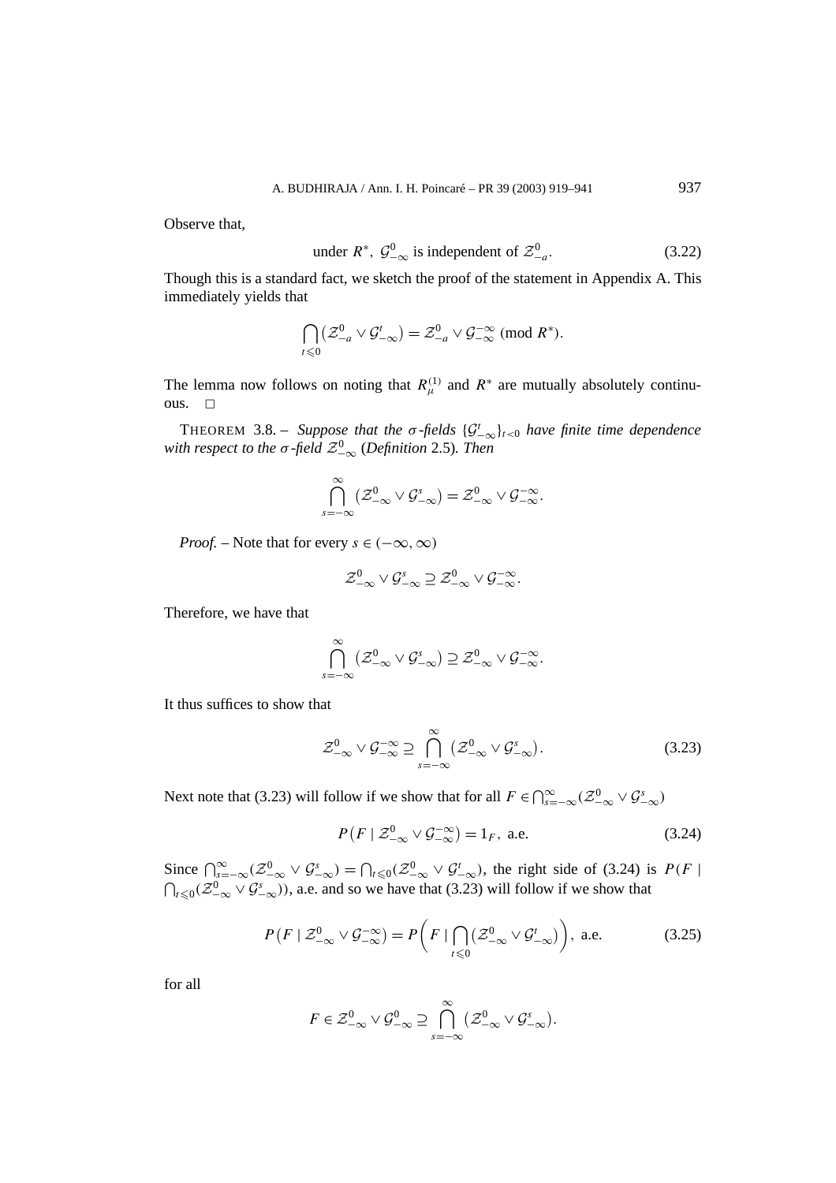Observe that,

$$\text{under } R^*,\ \mathcal{G}^0_{-\infty} \text{ is independent of } \mathcal{Z}^0_{-a}. \tag{3.22}$$

Though this is a standard fact, we sketch the proof of the statement in Appendix A. This immediately yields that

$$\bigcap_{t\leqslant 0} \left(\mathcal{Z}^0_{-a} \vee \mathcal{G}^t_{-\infty}\right) = \mathcal{Z}^0_{-a} \vee \mathcal{G}^{-\infty}_{-\infty} \ (\text{mod } R^*).$$

The lemma now follows on noting that $R^{(1)}_\mu$ and $R^*$ are mutually absolutely continuous. $\square$

THEOREM 3.8. – *Suppose that the $\sigma$-fields $\{\mathcal{G}^t_{-\infty}\}_{t<0}$ have finite time dependence with respect to the $\sigma$-field $\mathcal{Z}^0_{-\infty}$ (Definition 2.5). Then*

$$\bigcap_{s=-\infty}^{\infty} \left(\mathcal{Z}^0_{-\infty} \vee \mathcal{G}^s_{-\infty}\right) = \mathcal{Z}^0_{-\infty} \vee \mathcal{G}^{-\infty}_{-\infty}.$$

*Proof.* – Note that for every $s \in (-\infty, \infty)$

$$\mathcal{Z}^0_{-\infty} \vee \mathcal{G}^s_{-\infty} \supseteq \mathcal{Z}^0_{-\infty} \vee \mathcal{G}^{-\infty}_{-\infty}.$$

Therefore, we have that

$$\bigcap_{s=-\infty}^{\infty} \left(\mathcal{Z}^0_{-\infty} \vee \mathcal{G}^s_{-\infty}\right) \supseteq \mathcal{Z}^0_{-\infty} \vee \mathcal{G}^{-\infty}_{-\infty}.$$

It thus suffices to show that

$$\mathcal{Z}^0_{-\infty} \vee \mathcal{G}^{-\infty}_{-\infty} \supseteq \bigcap_{s=-\infty}^{\infty} \left(\mathcal{Z}^0_{-\infty} \vee \mathcal{G}^s_{-\infty}\right). \tag{3.23}$$

Next note that (3.23) will follow if we show that for all $F \in \bigcap_{s=-\infty}^{\infty}(\mathcal{Z}^0_{-\infty} \vee \mathcal{G}^s_{-\infty})$

$$P\left(F \mid \mathcal{Z}^0_{-\infty} \vee \mathcal{G}^{-\infty}_{-\infty}\right) = 1_F, \text{ a.e.} \tag{3.24}$$

Since $\bigcap_{s=-\infty}^{\infty}(\mathcal{Z}^0_{-\infty} \vee \mathcal{G}^s_{-\infty}) = \bigcap_{t\leqslant 0}(\mathcal{Z}^0_{-\infty} \vee \mathcal{G}^t_{-\infty})$, the right side of (3.24) is $P(F \mid \bigcap_{t\leqslant 0}(\mathcal{Z}^0_{-\infty} \vee \mathcal{G}^s_{-\infty}))$, a.e. and so we have that (3.23) will follow if we show that

$$P\left(F \mid \mathcal{Z}^0_{-\infty} \vee \mathcal{G}^{-\infty}_{-\infty}\right) = P\left(F \mid \bigcap_{t\leqslant 0}\left(\mathcal{Z}^0_{-\infty} \vee \mathcal{G}^t_{-\infty}\right)\right), \text{ a.e.} \tag{3.25}$$

for all

$$F \in \mathcal{Z}^0_{-\infty} \vee \mathcal{G}^0_{-\infty} \supseteq \bigcap_{s=-\infty}^{\infty} \left(\mathcal{Z}^0_{-\infty} \vee \mathcal{G}^s_{-\infty}\right).$$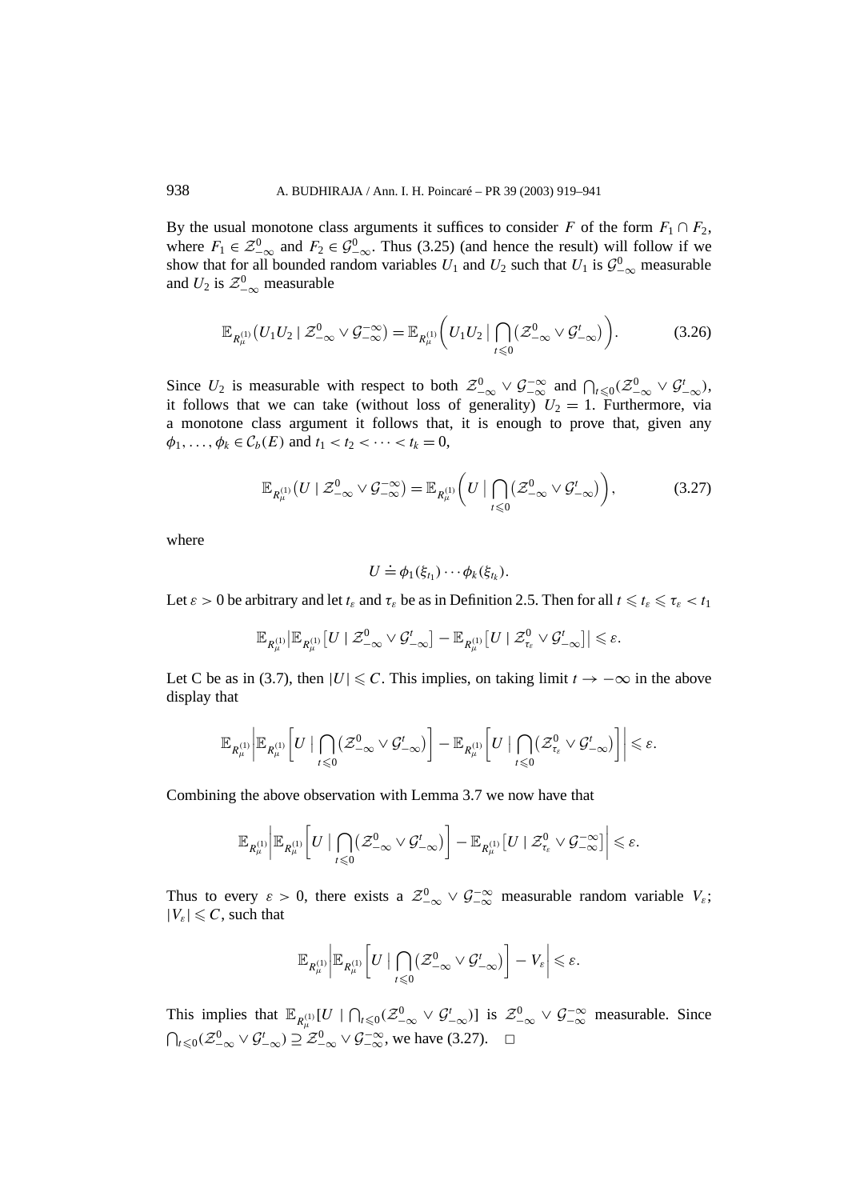By the usual monotone class arguments it suffices to consider $F$ of the form $F_1 \cap F_2$, where $F_1 \in \mathcal{Z}_{-\infty}^0$ and $F_2 \in \mathcal{G}_{-\infty}^0$. Thus (3.25) (and hence the result) will follow if we show that for all bounded random variables $U_1$ and $U_2$ such that $U_1$ is $\mathcal{G}_{-\infty}^0$ measurable and $U_2$ is $\mathcal{Z}_{-\infty}^0$ measurable

$$\mathbb{E}_{R_\mu^{(1)}}\left(U_1U_2 \mid \mathcal{Z}_{-\infty}^0 \vee \mathcal{G}_{-\infty}^{-\infty}\right) = \mathbb{E}_{R_\mu^{(1)}}\left(U_1U_2 \mid \bigcap_{t\leqslant 0}\left(\mathcal{Z}_{-\infty}^0 \vee \mathcal{G}_{-\infty}^t\right)\right). \tag{3.26}$$

Since $U_2$ is measurable with respect to both $\mathcal{Z}_{-\infty}^0 \vee \mathcal{G}_{-\infty}^{-\infty}$ and $\bigcap_{t\leqslant 0}(\mathcal{Z}_{-\infty}^0 \vee \mathcal{G}_{-\infty}^t)$, it follows that we can take (without loss of generality) $U_2 = 1$. Furthermore, via a monotone class argument it follows that, it is enough to prove that, given any $\phi_1, \ldots, \phi_k \in \mathcal{C}_b(E)$ and $t_1 < t_2 < \cdots < t_k = 0$,

$$\mathbb{E}_{R_\mu^{(1)}}\left(U \mid \mathcal{Z}_{-\infty}^0 \vee \mathcal{G}_{-\infty}^{-\infty}\right) = \mathbb{E}_{R_\mu^{(1)}}\left(U \mid \bigcap_{t\leqslant 0}\left(\mathcal{Z}_{-\infty}^0 \vee \mathcal{G}_{-\infty}^t\right)\right), \tag{3.27}$$

where

$$U \doteq \phi_1(\xi_{t_1}) \cdots \phi_k(\xi_{t_k}).$$

Let $\varepsilon > 0$ be arbitrary and let $t_\varepsilon$ and $\tau_\varepsilon$ be as in Definition 2.5. Then for all $t \leqslant t_\varepsilon \leqslant \tau_\varepsilon < t_1$

$$\mathbb{E}_{R_\mu^{(1)}}\left|\mathbb{E}_{R_\mu^{(1)}}\left[U \mid \mathcal{Z}_{-\infty}^0 \vee \mathcal{G}_{-\infty}^t\right] - \mathbb{E}_{R_\mu^{(1)}}\left[U \mid \mathcal{Z}_{\tau_\varepsilon}^0 \vee \mathcal{G}_{-\infty}^t\right]\right| \leqslant \varepsilon.$$

Let C be as in (3.7), then $|U| \leqslant C$. This implies, on taking limit $t \to -\infty$ in the above display that

$$\mathbb{E}_{R_\mu^{(1)}}\left|\mathbb{E}_{R_\mu^{(1)}}\left[U \mid \bigcap_{t\leqslant 0}\left(\mathcal{Z}_{-\infty}^0 \vee \mathcal{G}_{-\infty}^t\right)\right] - \mathbb{E}_{R_\mu^{(1)}}\left[U \mid \bigcap_{t\leqslant 0}\left(\mathcal{Z}_{\tau_\varepsilon}^0 \vee \mathcal{G}_{-\infty}^t\right)\right]\right| \leqslant \varepsilon.$$

Combining the above observation with Lemma 3.7 we now have that

$$\mathbb{E}_{R_\mu^{(1)}}\left|\mathbb{E}_{R_\mu^{(1)}}\left[U \mid \bigcap_{t\leqslant 0}\left(\mathcal{Z}_{-\infty}^0 \vee \mathcal{G}_{-\infty}^t\right)\right] - \mathbb{E}_{R_\mu^{(1)}}\left[U \mid \mathcal{Z}_{\tau_\varepsilon}^0 \vee \mathcal{G}_{-\infty}^{-\infty}\right]\right| \leqslant \varepsilon.$$

Thus to every $\varepsilon > 0$, there exists a $\mathcal{Z}_{-\infty}^0 \vee \mathcal{G}_{-\infty}^{-\infty}$ measurable random variable $V_\varepsilon$; $|V_\varepsilon| \leqslant C$, such that

$$\mathbb{E}_{R_\mu^{(1)}}\left|\mathbb{E}_{R_\mu^{(1)}}\left[U \mid \bigcap_{t\leqslant 0}\left(\mathcal{Z}_{-\infty}^0 \vee \mathcal{G}_{-\infty}^t\right)\right] - V_\varepsilon\right| \leqslant \varepsilon.$$

This implies that $\mathbb{E}_{R_\mu^{(1)}}[U \mid \bigcap_{t\leqslant 0}(\mathcal{Z}_{-\infty}^0 \vee \mathcal{G}_{-\infty}^t)]$ is $\mathcal{Z}_{-\infty}^0 \vee \mathcal{G}_{-\infty}^{-\infty}$ measurable. Since $\bigcap_{t\leqslant 0}(\mathcal{Z}_{-\infty}^0 \vee \mathcal{G}_{-\infty}^t) \supseteq \mathcal{Z}_{-\infty}^0 \vee \mathcal{G}_{-\infty}^{-\infty}$, we have (3.27). $\square$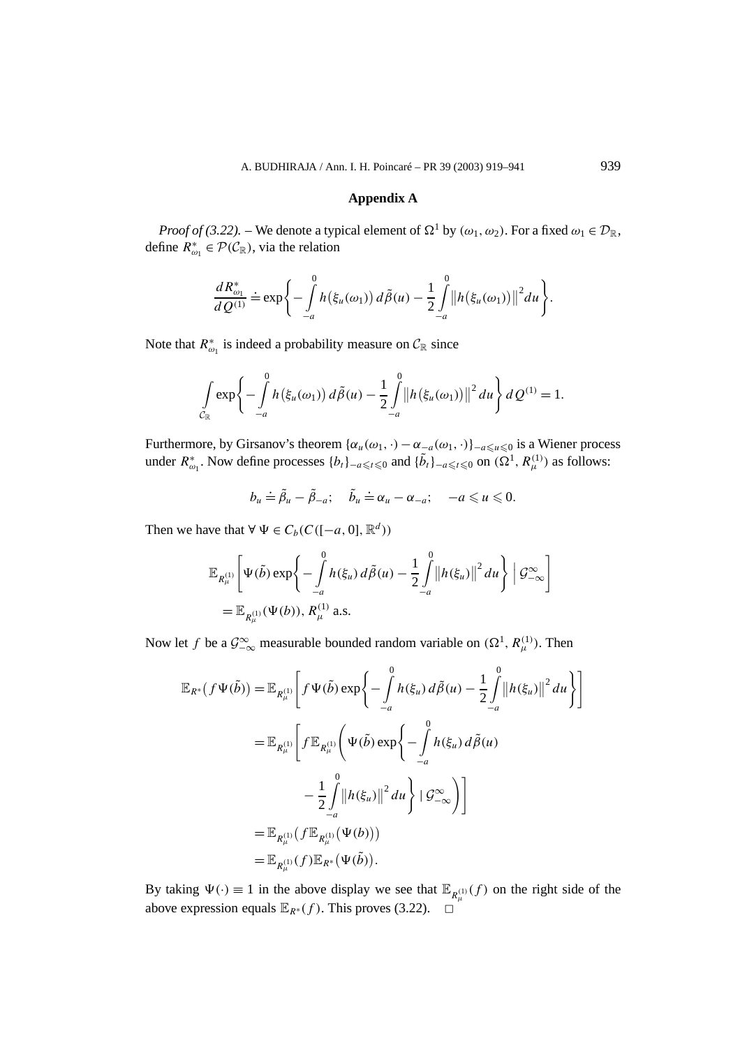## Appendix A

*Proof of (3.22).* – We denote a typical element of $\Omega^1$ by $(\omega_1, \omega_2)$. For a fixed $\omega_1 \in \mathcal{D}_{\mathbb{R}}$, define $R^*_{\omega_1} \in \mathcal{P}(\mathcal{C}_{\mathbb{R}})$, via the relation

$$\frac{dR^*_{\omega_1}}{dQ^{(1)}} \doteq \exp\left\{ -\int_{-a}^{0} h\big(\xi_u(\omega_1)\big)\, d\tilde{\beta}(u) - \frac{1}{2}\int_{-a}^{0} \big\| h\big(\xi_u(\omega_1)\big)\big\|^2 du \right\}.$$

Note that $R^*_{\omega_1}$ is indeed a probability measure on $\mathcal{C}_{\mathbb{R}}$ since

$$\int_{\mathcal{C}_{\mathbb{R}}} \exp\left\{ -\int_{-a}^{0} h\big(\xi_u(\omega_1)\big)\, d\tilde{\beta}(u) - \frac{1}{2}\int_{-a}^{0} \big\| h\big(\xi_u(\omega_1)\big)\big\|^2 du \right\} dQ^{(1)} = 1.$$

Furthermore, by Girsanov's theorem $\{\alpha_u(\omega_1, \cdot) - \alpha_{-a}(\omega_1, \cdot)\}_{-a \leqslant u \leqslant 0}$ is a Wiener process under $R^*_{\omega_1}$. Now define processes $\{b_t\}_{-a \leqslant t \leqslant 0}$ and $\{\tilde{b}_t\}_{-a \leqslant t \leqslant 0}$ on $(\Omega^1, R^{(1)}_{\mu})$ as follows:

$$b_u \doteq \tilde{\beta}_u - \tilde{\beta}_{-a}; \quad \tilde{b}_u \doteq \alpha_u - \alpha_{-a}; \quad -a \leqslant u \leqslant 0.$$

Then we have that $\forall\, \Psi \in C_b(C([-a, 0], \mathbb{R}^d))$

$$\begin{aligned}
&\mathbb{E}_{R^{(1)}_{\mu}}\left[ \Psi(\tilde{b}) \exp\left\{ -\int_{-a}^{0} h(\xi_u)\, d\tilde{\beta}(u) - \frac{1}{2}\int_{-a}^{0} \big\| h(\xi_u)\big\|^2 du \right\} \Bigm| \mathcal{G}^{\infty}_{-\infty} \right] \\
&\quad = \mathbb{E}_{R^{(1)}_{\mu}}(\Psi(b)),\ R^{(1)}_{\mu} \text{ a.s.}
\end{aligned}$$

Now let $f$ be a $\mathcal{G}^{\infty}_{-\infty}$ measurable bounded random variable on $(\Omega^1, R^{(1)}_{\mu})$. Then

$$\begin{aligned}
\mathbb{E}_{R^*}\big(f\Psi(\tilde{b})\big) &= \mathbb{E}_{R^{(1)}_{\mu}}\left[ f\Psi(\tilde{b}) \exp\left\{ -\int_{-a}^{0} h(\xi_u)\, d\tilde{\beta}(u) - \frac{1}{2}\int_{-a}^{0} \big\| h(\xi_u)\big\|^2 du \right\} \right] \\
&= \mathbb{E}_{R^{(1)}_{\mu}}\left[ f\,\mathbb{E}_{R^{(1)}_{\mu}}\left( \Psi(\tilde{b}) \exp\left\{ -\int_{-a}^{0} h(\xi_u)\, d\tilde{\beta}(u) \right.\right.\right. \\
&\qquad \left.\left.\left. - \frac{1}{2}\int_{-a}^{0} \big\| h(\xi_u)\big\|^2 du \right\} \mid \mathcal{G}^{\infty}_{-\infty} \right) \right] \\
&= \mathbb{E}_{R^{(1)}_{\mu}}\big( f\,\mathbb{E}_{R^{(1)}_{\mu}}\big(\Psi(b)\big)\big) \\
&= \mathbb{E}_{R^{(1)}_{\mu}}(f)\,\mathbb{E}_{R^*}\big(\Psi(\tilde{b})\big).
\end{aligned}$$

By taking $\Psi(\cdot) \equiv 1$ in the above display we see that $\mathbb{E}_{R^{(1)}_{\mu}}(f)$ on the right side of the above expression equals $\mathbb{E}_{R^*}(f)$. This proves (3.22). $\square$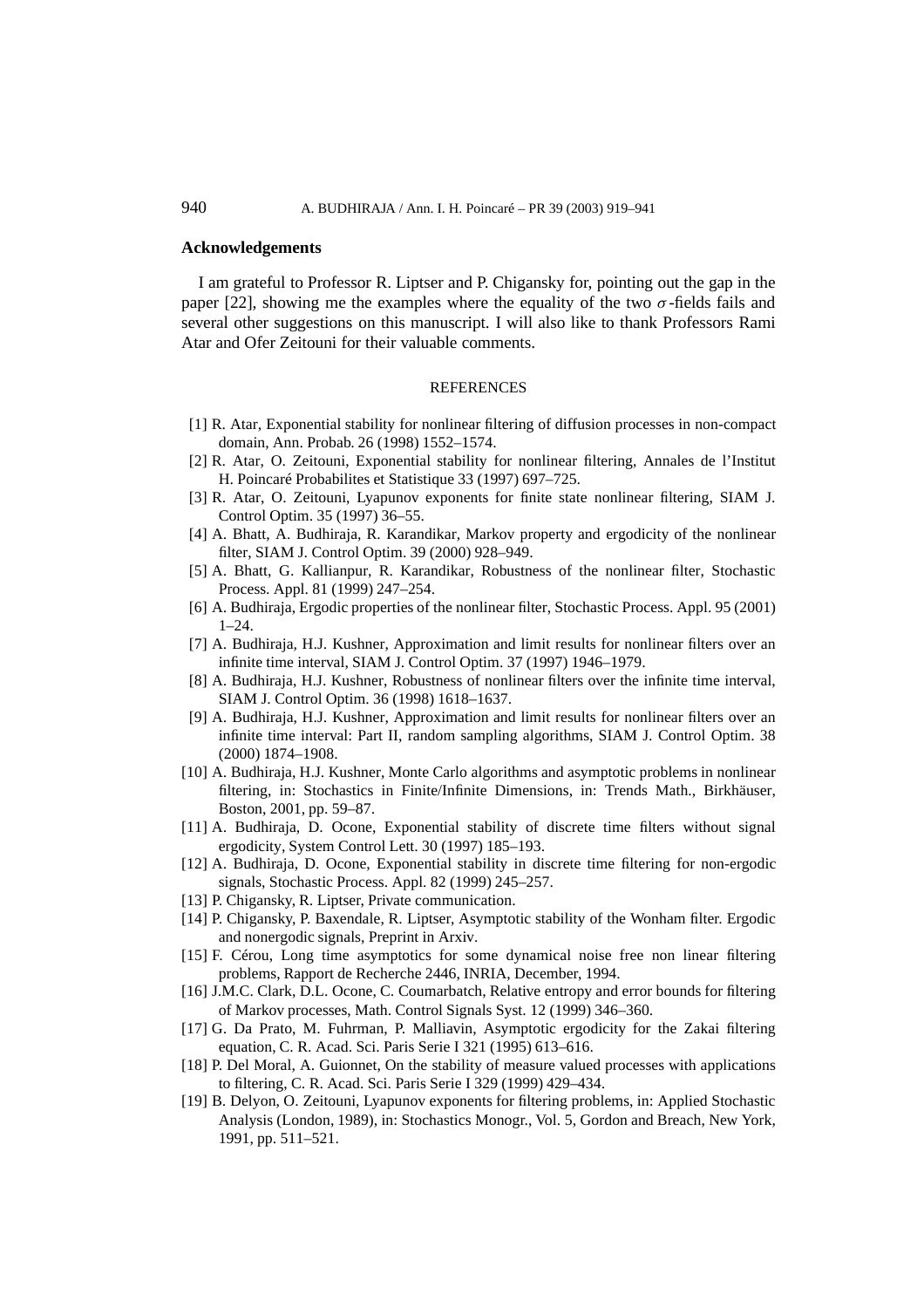## Acknowledgements

I am grateful to Professor R. Liptser and P. Chigansky for, pointing out the gap in the paper [22], showing me the examples where the equality of the two $\sigma$-fields fails and several other suggestions on this manuscript. I will also like to thank Professors Rami Atar and Ofer Zeitouni for their valuable comments.

## REFERENCES

[1] R. Atar, Exponential stability for nonlinear filtering of diffusion processes in non-compact domain, Ann. Probab. 26 (1998) 1552–1574.

[2] R. Atar, O. Zeitouni, Exponential stability for nonlinear filtering, Annales de l'Institut H. Poincaré Probabilites et Statistique 33 (1997) 697–725.

[3] R. Atar, O. Zeitouni, Lyapunov exponents for finite state nonlinear filtering, SIAM J. Control Optim. 35 (1997) 36–55.

[4] A. Bhatt, A. Budhiraja, R. Karandikar, Markov property and ergodicity of the nonlinear filter, SIAM J. Control Optim. 39 (2000) 928–949.

[5] A. Bhatt, G. Kallianpur, R. Karandikar, Robustness of the nonlinear filter, Stochastic Process. Appl. 81 (1999) 247–254.

[6] A. Budhiraja, Ergodic properties of the nonlinear filter, Stochastic Process. Appl. 95 (2001) 1–24.

[7] A. Budhiraja, H.J. Kushner, Approximation and limit results for nonlinear filters over an infinite time interval, SIAM J. Control Optim. 37 (1997) 1946–1979.

[8] A. Budhiraja, H.J. Kushner, Robustness of nonlinear filters over the infinite time interval, SIAM J. Control Optim. 36 (1998) 1618–1637.

[9] A. Budhiraja, H.J. Kushner, Approximation and limit results for nonlinear filters over an infinite time interval: Part II, random sampling algorithms, SIAM J. Control Optim. 38 (2000) 1874–1908.

[10] A. Budhiraja, H.J. Kushner, Monte Carlo algorithms and asymptotic problems in nonlinear filtering, in: Stochastics in Finite/Infinite Dimensions, in: Trends Math., Birkhäuser, Boston, 2001, pp. 59–87.

[11] A. Budhiraja, D. Ocone, Exponential stability of discrete time filters without signal ergodicity, System Control Lett. 30 (1997) 185–193.

[12] A. Budhiraja, D. Ocone, Exponential stability in discrete time filtering for non-ergodic signals, Stochastic Process. Appl. 82 (1999) 245–257.

[13] P. Chigansky, R. Liptser, Private communication.

[14] P. Chigansky, P. Baxendale, R. Liptser, Asymptotic stability of the Wonham filter. Ergodic and nonergodic signals, Preprint in Arxiv.

[15] F. Cérou, Long time asymptotics for some dynamical noise free non linear filtering problems, Rapport de Recherche 2446, INRIA, December, 1994.

[16] J.M.C. Clark, D.L. Ocone, C. Coumarbatch, Relative entropy and error bounds for filtering of Markov processes, Math. Control Signals Syst. 12 (1999) 346–360.

[17] G. Da Prato, M. Fuhrman, P. Malliavin, Asymptotic ergodicity for the Zakai filtering equation, C. R. Acad. Sci. Paris Serie I 321 (1995) 613–616.

[18] P. Del Moral, A. Guionnet, On the stability of measure valued processes with applications to filtering, C. R. Acad. Sci. Paris Serie I 329 (1999) 429–434.

[19] B. Delyon, O. Zeitouni, Lyapunov exponents for filtering problems, in: Applied Stochastic Analysis (London, 1989), in: Stochastics Monogr., Vol. 5, Gordon and Breach, New York, 1991, pp. 511–521.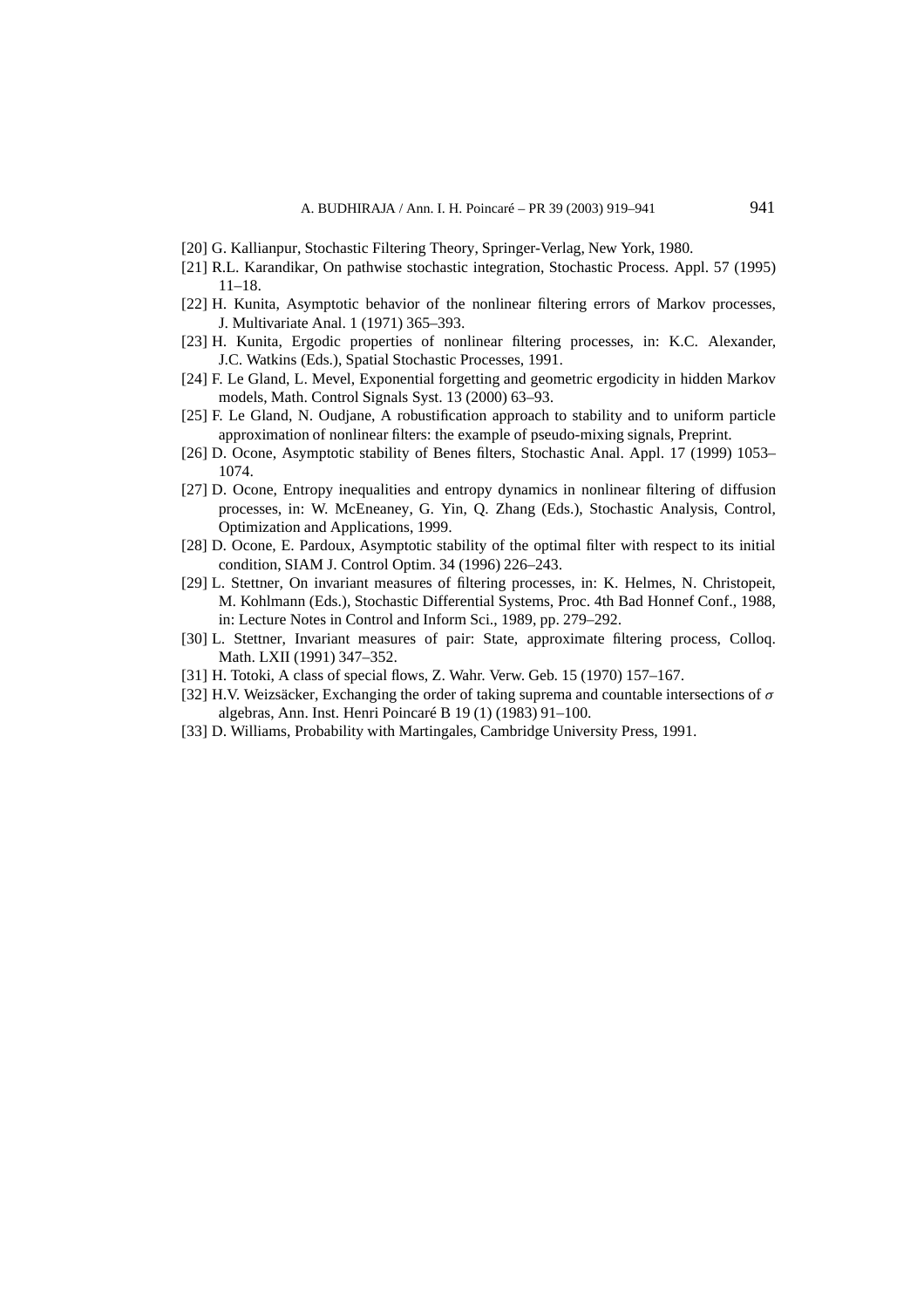[20] G. Kallianpur, Stochastic Filtering Theory, Springer-Verlag, New York, 1980.

[21] R.L. Karandikar, On pathwise stochastic integration, Stochastic Process. Appl. 57 (1995) 11–18.

[22] H. Kunita, Asymptotic behavior of the nonlinear filtering errors of Markov processes, J. Multivariate Anal. 1 (1971) 365–393.

[23] H. Kunita, Ergodic properties of nonlinear filtering processes, in: K.C. Alexander, J.C. Watkins (Eds.), Spatial Stochastic Processes, 1991.

[24] F. Le Gland, L. Mevel, Exponential forgetting and geometric ergodicity in hidden Markov models, Math. Control Signals Syst. 13 (2000) 63–93.

[25] F. Le Gland, N. Oudjane, A robustification approach to stability and to uniform particle approximation of nonlinear filters: the example of pseudo-mixing signals, Preprint.

[26] D. Ocone, Asymptotic stability of Benes filters, Stochastic Anal. Appl. 17 (1999) 1053–1074.

[27] D. Ocone, Entropy inequalities and entropy dynamics in nonlinear filtering of diffusion processes, in: W. McEneaney, G. Yin, Q. Zhang (Eds.), Stochastic Analysis, Control, Optimization and Applications, 1999.

[28] D. Ocone, E. Pardoux, Asymptotic stability of the optimal filter with respect to its initial condition, SIAM J. Control Optim. 34 (1996) 226–243.

[29] L. Stettner, On invariant measures of filtering processes, in: K. Helmes, N. Christopeit, M. Kohlmann (Eds.), Stochastic Differential Systems, Proc. 4th Bad Honnef Conf., 1988, in: Lecture Notes in Control and Inform Sci., 1989, pp. 279–292.

[30] L. Stettner, Invariant measures of pair: State, approximate filtering process, Colloq. Math. LXII (1991) 347–352.

[31] H. Totoki, A class of special flows, Z. Wahr. Verw. Geb. 15 (1970) 157–167.

[32] H.V. Weizsäcker, Exchanging the order of taking suprema and countable intersections of $\sigma$ algebras, Ann. Inst. Henri Poincaré B 19 (1) (1983) 91–100.

[33] D. Williams, Probability with Martingales, Cambridge University Press, 1991.